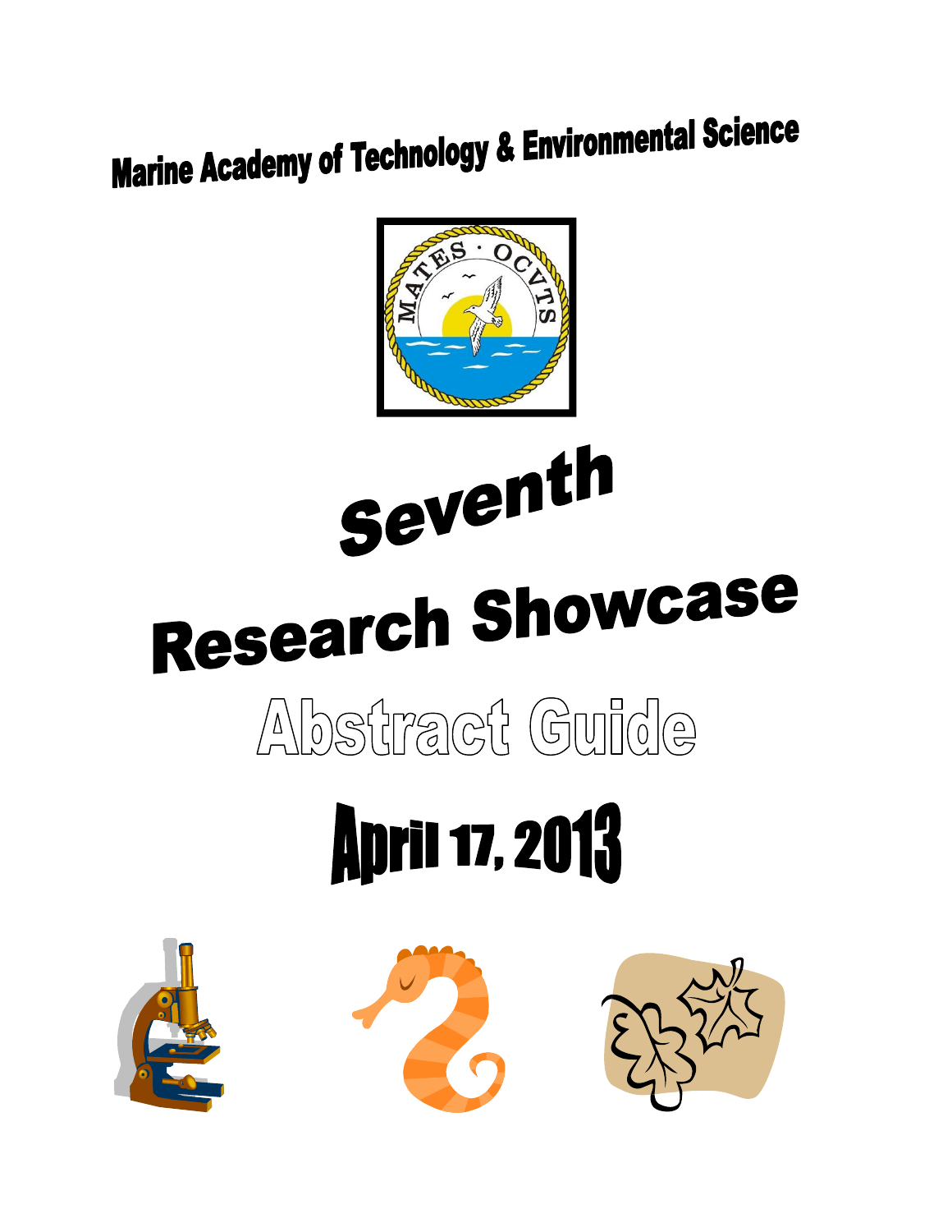# Marine Academy of Technology & Environmental Science

MATES · OCVTS

# Seventh

# Research Showcase

## Abstract Guide

## April 17, 2013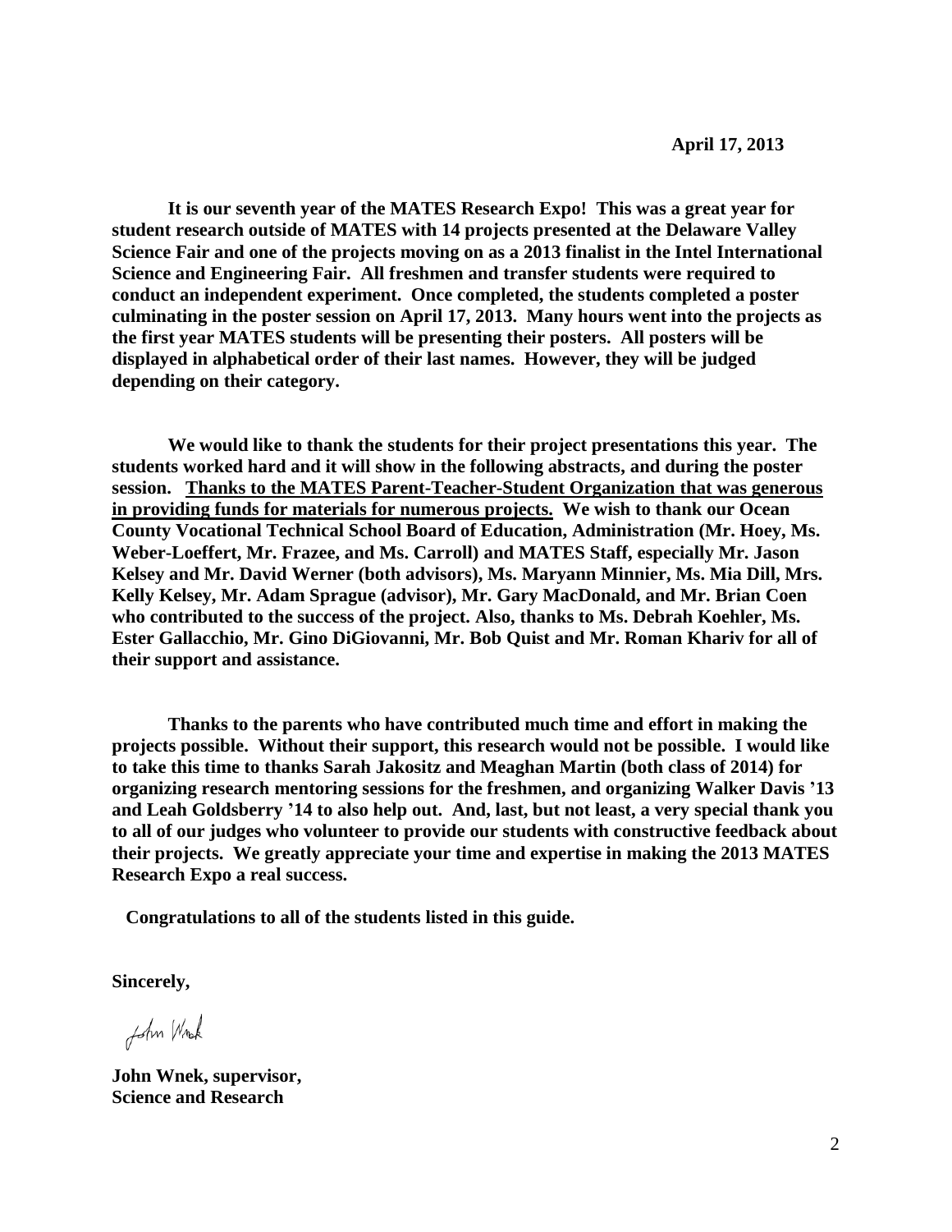**April 17, 2013**

**It is our seventh year of the MATES Research Expo! This was a great year for student research outside of MATES with 14 projects presented at the Delaware Valley Science Fair and one of the projects moving on as a 2013 finalist in the Intel International Science and Engineering Fair. All freshmen and transfer students were required to conduct an independent experiment. Once completed, the students completed a poster culminating in the poster session on April 17, 2013. Many hours went into the projects as the first year MATES students will be presenting their posters. All posters will be displayed in alphabetical order of their last names. However, they will be judged depending on their category.**

**We would like to thank the students for their project presentations this year. The students worked hard and it will show in the following abstracts, and during the poster session. <u>Thanks to the MATES Parent-Teacher-Student Organization that was generous in providing funds for materials for numerous projects.</u> We wish to thank our Ocean County Vocational Technical School Board of Education, Administration (Mr. Hoey, Ms. Weber-Loeffert, Mr. Frazee, and Ms. Carroll) and MATES Staff, especially Mr. Jason Kelsey and Mr. David Werner (both advisors), Ms. Maryann Minnier, Ms. Mia Dill, Mrs. Kelly Kelsey, Mr. Adam Sprague (advisor), Mr. Gary MacDonald, and Mr. Brian Coen who contributed to the success of the project. Also, thanks to Ms. Debrah Koehler, Ms. Ester Gallacchio, Mr. Gino DiGiovanni, Mr. Bob Quist and Mr. Roman Khariv for all of their support and assistance.**

**Thanks to the parents who have contributed much time and effort in making the projects possible. Without their support, this research would not be possible. I would like to take this time to thanks Sarah Jakositz and Meaghan Martin (both class of 2014) for organizing research mentoring sessions for the freshmen, and organizing Walker Davis '13 and Leah Goldsberry '14 to also help out. And, last, but not least, a very special thank you to all of our judges who volunteer to provide our students with constructive feedback about their projects. We greatly appreciate your time and expertise in making the 2013 MATES Research Expo a real success.**

**Congratulations to all of the students listed in this guide.**

**Sincerely,**

John Wnek

**John Wnek, supervisor,**
**Science and Research**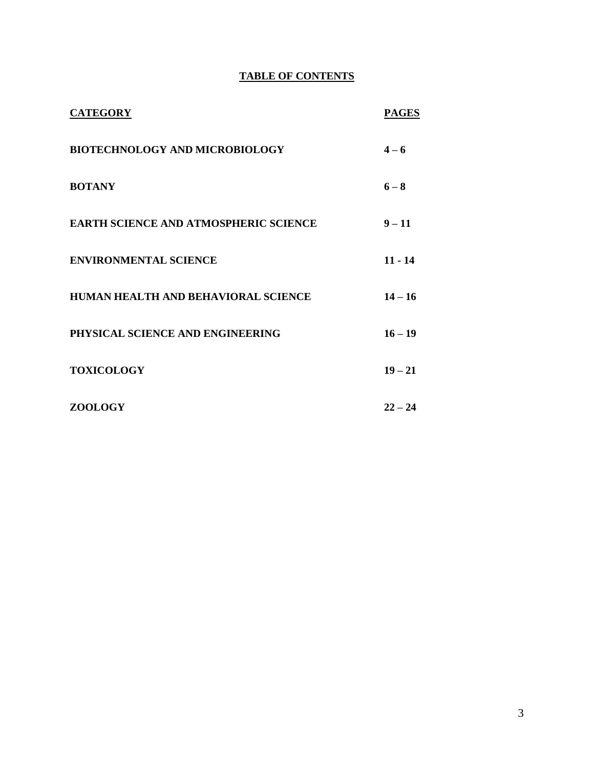# TABLE OF CONTENTS

| CATEGORY | PAGES |
|---|---|
| BIOTECHNOLOGY AND MICROBIOLOGY | 4 – 6 |
| BOTANY | 6 – 8 |
| EARTH SCIENCE AND ATMOSPHERIC SCIENCE | 9 – 11 |
| ENVIRONMENTAL SCIENCE | 11 - 14 |
| HUMAN HEALTH AND BEHAVIORAL SCIENCE | 14 – 16 |
| PHYSICAL SCIENCE AND ENGINEERING | 16 – 19 |
| TOXICOLOGY | 19 – 21 |
| ZOOLOGY | 22 – 24 |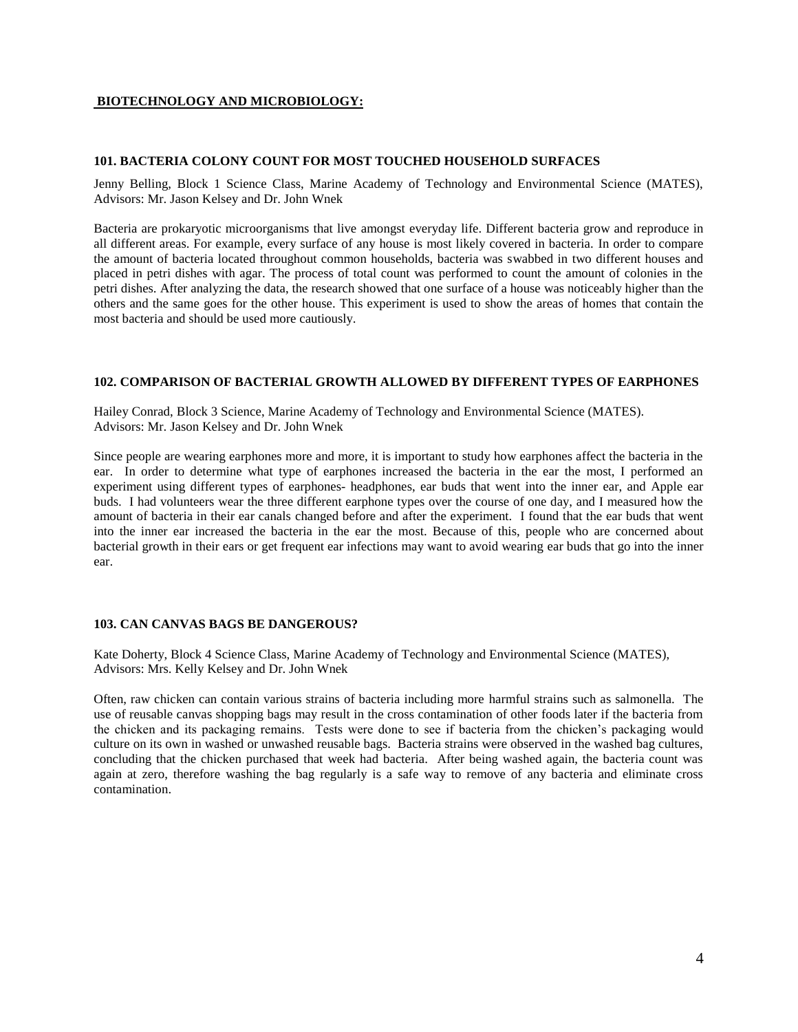## **BIOTECHNOLOGY AND MICROBIOLOGY:**

### 101. BACTERIA COLONY COUNT FOR MOST TOUCHED HOUSEHOLD SURFACES

Jenny Belling, Block 1 Science Class, Marine Academy of Technology and Environmental Science (MATES), Advisors: Mr. Jason Kelsey and Dr. John Wnek

Bacteria are prokaryotic microorganisms that live amongst everyday life. Different bacteria grow and reproduce in all different areas. For example, every surface of any house is most likely covered in bacteria. In order to compare the amount of bacteria located throughout common households, bacteria was swabbed in two different houses and placed in petri dishes with agar. The process of total count was performed to count the amount of colonies in the petri dishes. After analyzing the data, the research showed that one surface of a house was noticeably higher than the others and the same goes for the other house. This experiment is used to show the areas of homes that contain the most bacteria and should be used more cautiously.

### 102. COMPARISON OF BACTERIAL GROWTH ALLOWED BY DIFFERENT TYPES OF EARPHONES

Hailey Conrad, Block 3 Science, Marine Academy of Technology and Environmental Science (MATES). Advisors: Mr. Jason Kelsey and Dr. John Wnek

Since people are wearing earphones more and more, it is important to study how earphones affect the bacteria in the ear. In order to determine what type of earphones increased the bacteria in the ear the most, I performed an experiment using different types of earphones- headphones, ear buds that went into the inner ear, and Apple ear buds. I had volunteers wear the three different earphone types over the course of one day, and I measured how the amount of bacteria in their ear canals changed before and after the experiment. I found that the ear buds that went into the inner ear increased the bacteria in the ear the most. Because of this, people who are concerned about bacterial growth in their ears or get frequent ear infections may want to avoid wearing ear buds that go into the inner ear.

### 103. CAN CANVAS BAGS BE DANGEROUS?

Kate Doherty, Block 4 Science Class, Marine Academy of Technology and Environmental Science (MATES), Advisors: Mrs. Kelly Kelsey and Dr. John Wnek

Often, raw chicken can contain various strains of bacteria including more harmful strains such as salmonella. The use of reusable canvas shopping bags may result in the cross contamination of other foods later if the bacteria from the chicken and its packaging remains. Tests were done to see if bacteria from the chicken's packaging would culture on its own in washed or unwashed reusable bags. Bacteria strains were observed in the washed bag cultures, concluding that the chicken purchased that week had bacteria. After being washed again, the bacteria count was again at zero, therefore washing the bag regularly is a safe way to remove of any bacteria and eliminate cross contamination.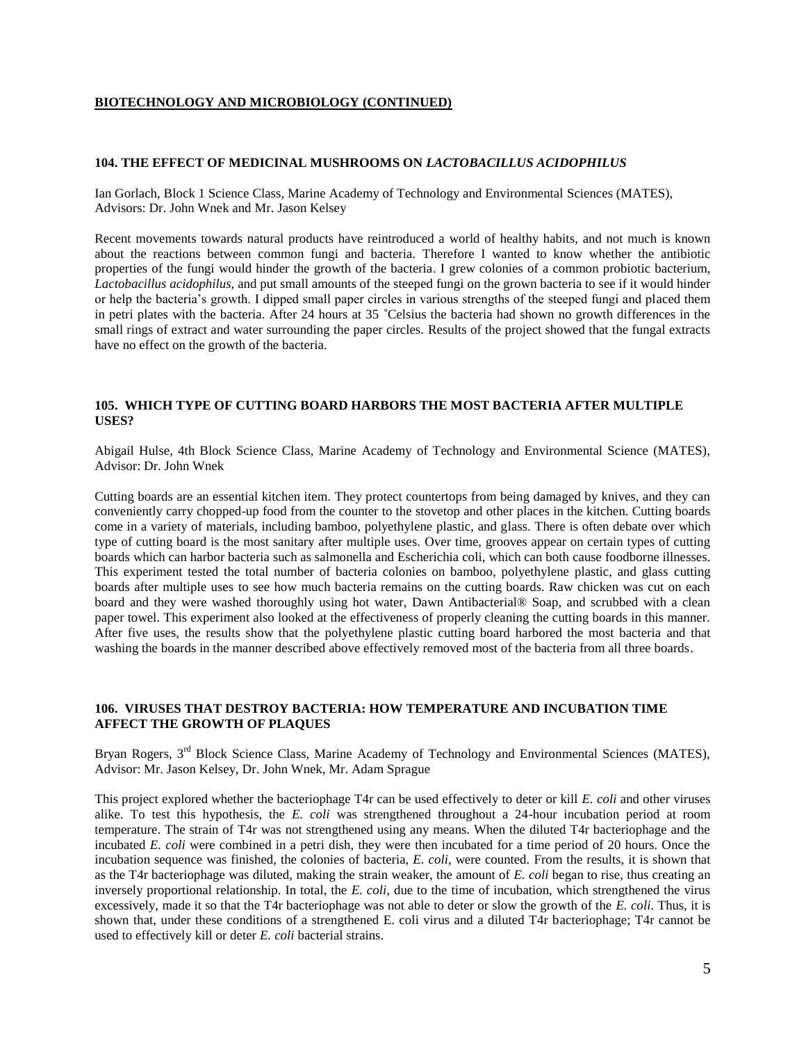**BIOTECHNOLOGY AND MICROBIOLOGY (CONTINUED)**

### 104. THE EFFECT OF MEDICINAL MUSHROOMS ON *LACTOBACILLUS ACIDOPHILUS*

Ian Gorlach, Block 1 Science Class, Marine Academy of Technology and Environmental Sciences (MATES), Advisors: Dr. John Wnek and Mr. Jason Kelsey

Recent movements towards natural products have reintroduced a world of healthy habits, and not much is known about the reactions between common fungi and bacteria. Therefore I wanted to know whether the antibiotic properties of the fungi would hinder the growth of the bacteria. I grew colonies of a common probiotic bacterium, *Lactobacillus acidophilus,* and put small amounts of the steeped fungi on the grown bacteria to see if it would hinder or help the bacteria's growth. I dipped small paper circles in various strengths of the steeped fungi and placed them in petri plates with the bacteria. After 24 hours at 35 ˚Celsius the bacteria had shown no growth differences in the small rings of extract and water surrounding the paper circles. Results of the project showed that the fungal extracts have no effect on the growth of the bacteria.

### 105. WHICH TYPE OF CUTTING BOARD HARBORS THE MOST BACTERIA AFTER MULTIPLE USES?

Abigail Hulse, 4th Block Science Class, Marine Academy of Technology and Environmental Science (MATES), Advisor: Dr. John Wnek

Cutting boards are an essential kitchen item. They protect countertops from being damaged by knives, and they can conveniently carry chopped-up food from the counter to the stovetop and other places in the kitchen. Cutting boards come in a variety of materials, including bamboo, polyethylene plastic, and glass. There is often debate over which type of cutting board is the most sanitary after multiple uses. Over time, grooves appear on certain types of cutting boards which can harbor bacteria such as salmonella and Escherichia coli, which can both cause foodborne illnesses. This experiment tested the total number of bacteria colonies on bamboo, polyethylene plastic, and glass cutting boards after multiple uses to see how much bacteria remains on the cutting boards. Raw chicken was cut on each board and they were washed thoroughly using hot water, Dawn Antibacterial® Soap, and scrubbed with a clean paper towel. This experiment also looked at the effectiveness of properly cleaning the cutting boards in this manner. After five uses, the results show that the polyethylene plastic cutting board harbored the most bacteria and that washing the boards in the manner described above effectively removed most of the bacteria from all three boards.

### 106. VIRUSES THAT DESTROY BACTERIA: HOW TEMPERATURE AND INCUBATION TIME AFFECT THE GROWTH OF PLAQUES

Bryan Rogers, 3rd Block Science Class, Marine Academy of Technology and Environmental Sciences (MATES), Advisor: Mr. Jason Kelsey, Dr. John Wnek, Mr. Adam Sprague

This project explored whether the bacteriophage T4r can be used effectively to deter or kill *E. coli* and other viruses alike. To test this hypothesis, the *E. coli* was strengthened throughout a 24-hour incubation period at room temperature. The strain of T4r was not strengthened using any means. When the diluted T4r bacteriophage and the incubated *E. coli* were combined in a petri dish, they were then incubated for a time period of 20 hours. Once the incubation sequence was finished, the colonies of bacteria, *E. coli*, were counted. From the results, it is shown that as the T4r bacteriophage was diluted, making the strain weaker, the amount of *E. coli* began to rise, thus creating an inversely proportional relationship. In total, the *E. coli*, due to the time of incubation, which strengthened the virus excessively, made it so that the T4r bacteriophage was not able to deter or slow the growth of the *E. coli*. Thus, it is shown that, under these conditions of a strengthened E. coli virus and a diluted T4r bacteriophage; T4r cannot be used to effectively kill or deter *E. coli* bacterial strains.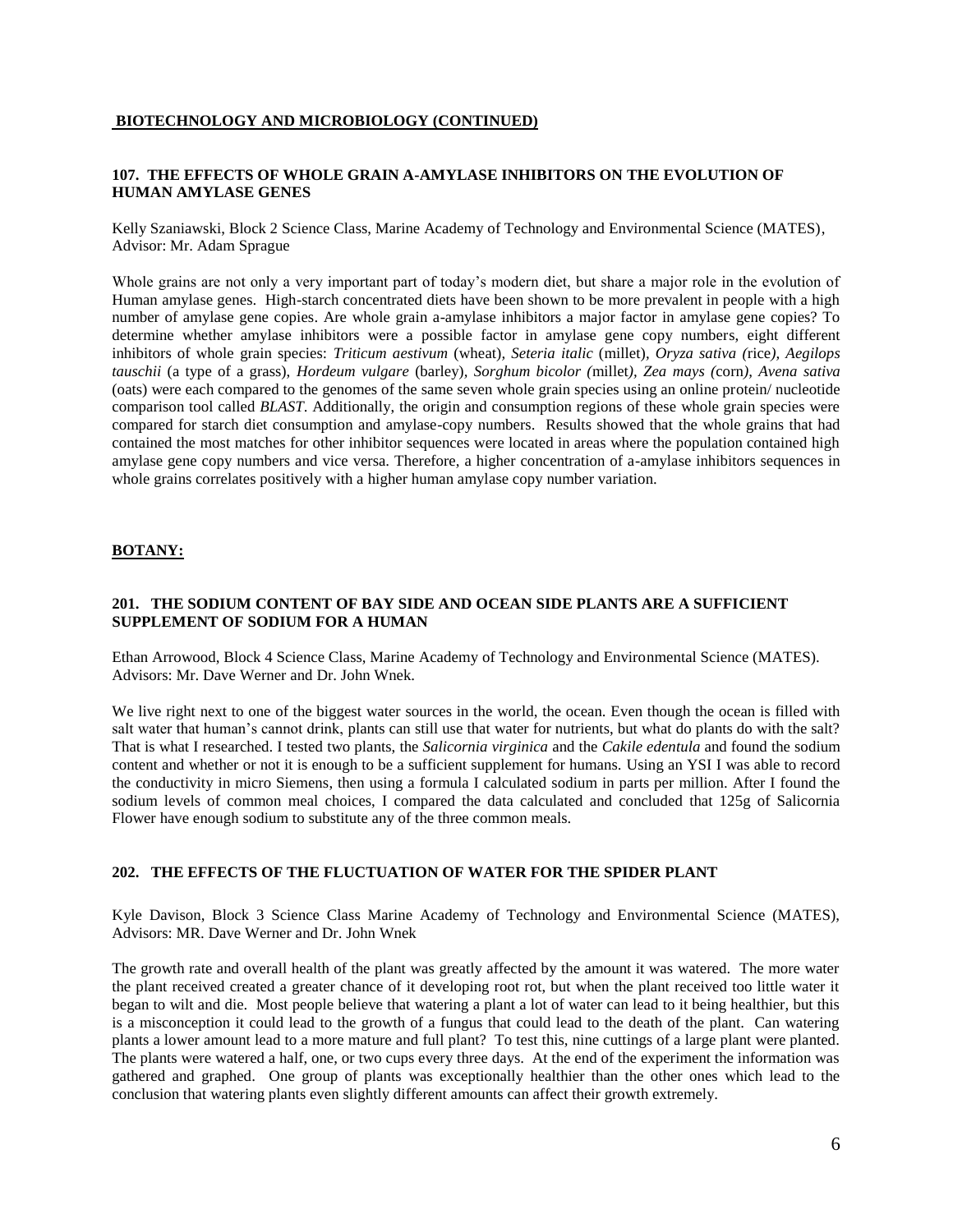## BIOTECHNOLOGY AND MICROBIOLOGY (CONTINUED)

### 107. THE EFFECTS OF WHOLE GRAIN A-AMYLASE INHIBITORS ON THE EVOLUTION OF HUMAN AMYLASE GENES

Kelly Szaniawski, Block 2 Science Class, Marine Academy of Technology and Environmental Science (MATES), Advisor: Mr. Adam Sprague

Whole grains are not only a very important part of today's modern diet, but share a major role in the evolution of Human amylase genes. High-starch concentrated diets have been shown to be more prevalent in people with a high number of amylase gene copies. Are whole grain a-amylase inhibitors a major factor in amylase gene copies? To determine whether amylase inhibitors were a possible factor in amylase gene copy numbers, eight different inhibitors of whole grain species: *Triticum aestivum* (wheat), *Seteria italic* (millet), *Oryza sativa (*rice*), Aegilops tauschii* (a type of a grass), *Hordeum vulgare* (barley), *Sorghum bicolor (*millet*), Zea mays (*corn*), Avena sativa* (oats) were each compared to the genomes of the same seven whole grain species using an online protein/ nucleotide comparison tool called *BLAST*. Additionally, the origin and consumption regions of these whole grain species were compared for starch diet consumption and amylase-copy numbers. Results showed that the whole grains that had contained the most matches for other inhibitor sequences were located in areas where the population contained high amylase gene copy numbers and vice versa. Therefore, a higher concentration of a-amylase inhibitors sequences in whole grains correlates positively with a higher human amylase copy number variation.

## BOTANY:

### 201. THE SODIUM CONTENT OF BAY SIDE AND OCEAN SIDE PLANTS ARE A SUFFICIENT SUPPLEMENT OF SODIUM FOR A HUMAN

Ethan Arrowood, Block 4 Science Class, Marine Academy of Technology and Environmental Science (MATES). Advisors: Mr. Dave Werner and Dr. John Wnek.

We live right next to one of the biggest water sources in the world, the ocean. Even though the ocean is filled with salt water that human's cannot drink, plants can still use that water for nutrients, but what do plants do with the salt? That is what I researched. I tested two plants, the *Salicornia virginica* and the *Cakile edentula* and found the sodium content and whether or not it is enough to be a sufficient supplement for humans. Using an YSI I was able to record the conductivity in micro Siemens, then using a formula I calculated sodium in parts per million. After I found the sodium levels of common meal choices, I compared the data calculated and concluded that 125g of Salicornia Flower have enough sodium to substitute any of the three common meals.

### 202. THE EFFECTS OF THE FLUCTUATION OF WATER FOR THE SPIDER PLANT

Kyle Davison, Block 3 Science Class Marine Academy of Technology and Environmental Science (MATES), Advisors: MR. Dave Werner and Dr. John Wnek

The growth rate and overall health of the plant was greatly affected by the amount it was watered. The more water the plant received created a greater chance of it developing root rot, but when the plant received too little water it began to wilt and die. Most people believe that watering a plant a lot of water can lead to it being healthier, but this is a misconception it could lead to the growth of a fungus that could lead to the death of the plant. Can watering plants a lower amount lead to a more mature and full plant? To test this, nine cuttings of a large plant were planted. The plants were watered a half, one, or two cups every three days. At the end of the experiment the information was gathered and graphed. One group of plants was exceptionally healthier than the other ones which lead to the conclusion that watering plants even slightly different amounts can affect their growth extremely.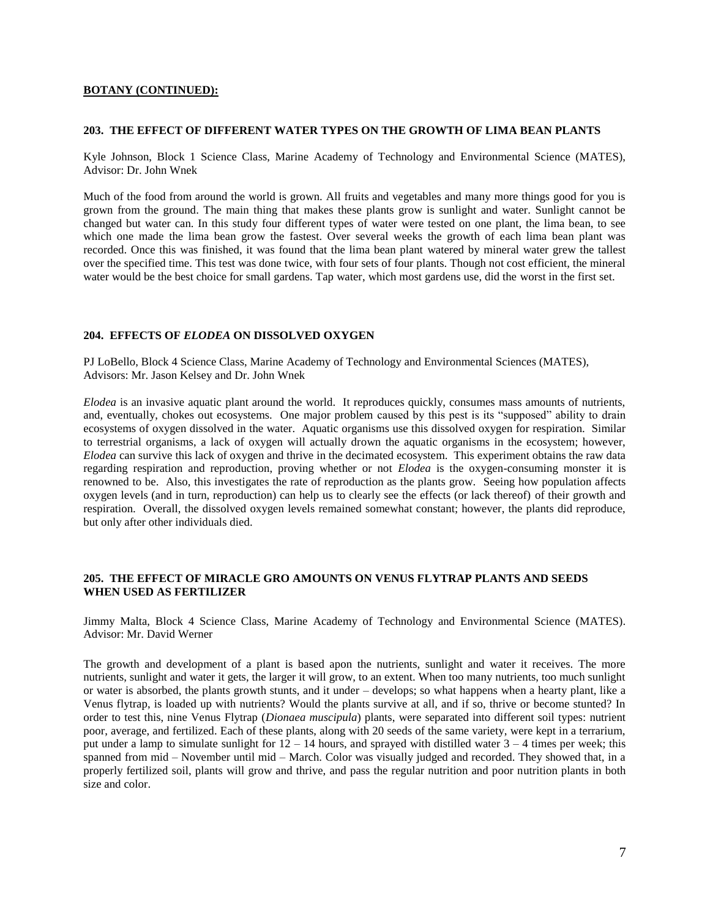**BOTANY (CONTINUED):**

### 203. THE EFFECT OF DIFFERENT WATER TYPES ON THE GROWTH OF LIMA BEAN PLANTS

Kyle Johnson, Block 1 Science Class, Marine Academy of Technology and Environmental Science (MATES), Advisor: Dr. John Wnek

Much of the food from around the world is grown. All fruits and vegetables and many more things good for you is grown from the ground. The main thing that makes these plants grow is sunlight and water. Sunlight cannot be changed but water can. In this study four different types of water were tested on one plant, the lima bean, to see which one made the lima bean grow the fastest. Over several weeks the growth of each lima bean plant was recorded. Once this was finished, it was found that the lima bean plant watered by mineral water grew the tallest over the specified time. This test was done twice, with four sets of four plants. Though not cost efficient, the mineral water would be the best choice for small gardens. Tap water, which most gardens use, did the worst in the first set.

### 204. EFFECTS OF *ELODEA* ON DISSOLVED OXYGEN

PJ LoBello, Block 4 Science Class, Marine Academy of Technology and Environmental Sciences (MATES), Advisors: Mr. Jason Kelsey and Dr. John Wnek

*Elodea* is an invasive aquatic plant around the world. It reproduces quickly, consumes mass amounts of nutrients, and, eventually, chokes out ecosystems. One major problem caused by this pest is its "supposed" ability to drain ecosystems of oxygen dissolved in the water. Aquatic organisms use this dissolved oxygen for respiration. Similar to terrestrial organisms, a lack of oxygen will actually drown the aquatic organisms in the ecosystem; however, *Elodea* can survive this lack of oxygen and thrive in the decimated ecosystem. This experiment obtains the raw data regarding respiration and reproduction, proving whether or not *Elodea* is the oxygen-consuming monster it is renowned to be. Also, this investigates the rate of reproduction as the plants grow. Seeing how population affects oxygen levels (and in turn, reproduction) can help us to clearly see the effects (or lack thereof) of their growth and respiration. Overall, the dissolved oxygen levels remained somewhat constant; however, the plants did reproduce, but only after other individuals died.

### 205. THE EFFECT OF MIRACLE GRO AMOUNTS ON VENUS FLYTRAP PLANTS AND SEEDS WHEN USED AS FERTILIZER

Jimmy Malta, Block 4 Science Class, Marine Academy of Technology and Environmental Science (MATES). Advisor: Mr. David Werner

The growth and development of a plant is based apon the nutrients, sunlight and water it receives. The more nutrients, sunlight and water it gets, the larger it will grow, to an extent. When too many nutrients, too much sunlight or water is absorbed, the plants growth stunts, and it under – develops; so what happens when a hearty plant, like a Venus flytrap, is loaded up with nutrients? Would the plants survive at all, and if so, thrive or become stunted? In order to test this, nine Venus Flytrap (*Dionaea muscipula*) plants, were separated into different soil types: nutrient poor, average, and fertilized. Each of these plants, along with 20 seeds of the same variety, were kept in a terrarium, put under a lamp to simulate sunlight for 12 – 14 hours, and sprayed with distilled water 3 – 4 times per week; this spanned from mid – November until mid – March. Color was visually judged and recorded. They showed that, in a properly fertilized soil, plants will grow and thrive, and pass the regular nutrition and poor nutrition plants in both size and color.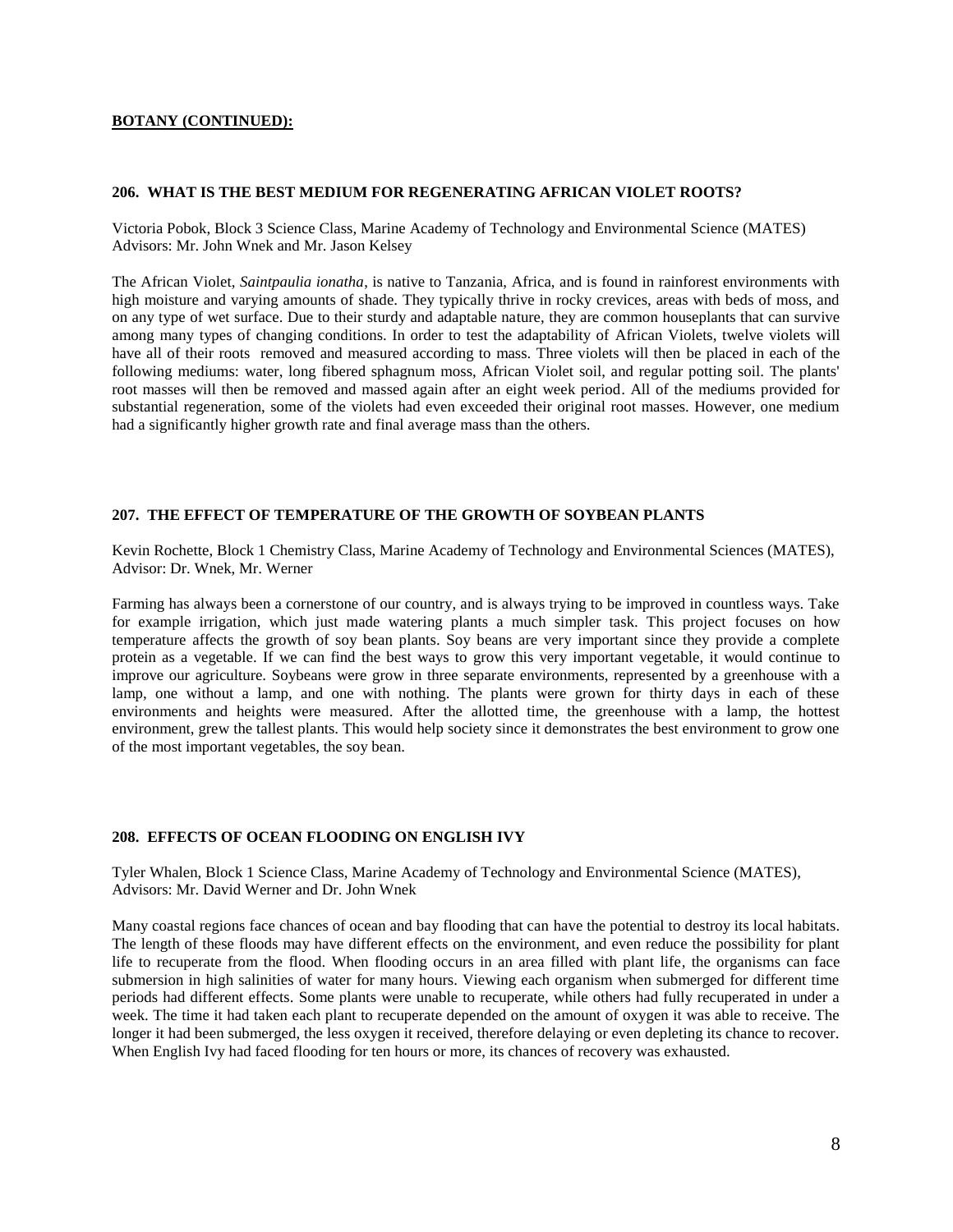**BOTANY (CONTINUED):**

### 206. WHAT IS THE BEST MEDIUM FOR REGENERATING AFRICAN VIOLET ROOTS?

Victoria Pobok, Block 3 Science Class, Marine Academy of Technology and Environmental Science (MATES)
Advisors: Mr. John Wnek and Mr. Jason Kelsey

The African Violet, *Saintpaulia ionatha*, is native to Tanzania, Africa, and is found in rainforest environments with high moisture and varying amounts of shade. They typically thrive in rocky crevices, areas with beds of moss, and on any type of wet surface. Due to their sturdy and adaptable nature, they are common houseplants that can survive among many types of changing conditions. In order to test the adaptability of African Violets, twelve violets will have all of their roots removed and measured according to mass. Three violets will then be placed in each of the following mediums: water, long fibered sphagnum moss, African Violet soil, and regular potting soil. The plants' root masses will then be removed and massed again after an eight week period. All of the mediums provided for substantial regeneration, some of the violets had even exceeded their original root masses. However, one medium had a significantly higher growth rate and final average mass than the others.

### 207. THE EFFECT OF TEMPERATURE OF THE GROWTH OF SOYBEAN PLANTS

Kevin Rochette, Block 1 Chemistry Class, Marine Academy of Technology and Environmental Sciences (MATES), Advisor: Dr. Wnek, Mr. Werner

Farming has always been a cornerstone of our country, and is always trying to be improved in countless ways. Take for example irrigation, which just made watering plants a much simpler task. This project focuses on how temperature affects the growth of soy bean plants. Soy beans are very important since they provide a complete protein as a vegetable. If we can find the best ways to grow this very important vegetable, it would continue to improve our agriculture. Soybeans were grow in three separate environments, represented by a greenhouse with a lamp, one without a lamp, and one with nothing. The plants were grown for thirty days in each of these environments and heights were measured. After the allotted time, the greenhouse with a lamp, the hottest environment, grew the tallest plants. This would help society since it demonstrates the best environment to grow one of the most important vegetables, the soy bean.

### 208. EFFECTS OF OCEAN FLOODING ON ENGLISH IVY

Tyler Whalen, Block 1 Science Class, Marine Academy of Technology and Environmental Science (MATES), Advisors: Mr. David Werner and Dr. John Wnek

Many coastal regions face chances of ocean and bay flooding that can have the potential to destroy its local habitats. The length of these floods may have different effects on the environment, and even reduce the possibility for plant life to recuperate from the flood. When flooding occurs in an area filled with plant life, the organisms can face submersion in high salinities of water for many hours. Viewing each organism when submerged for different time periods had different effects. Some plants were unable to recuperate, while others had fully recuperated in under a week. The time it had taken each plant to recuperate depended on the amount of oxygen it was able to receive. The longer it had been submerged, the less oxygen it received, therefore delaying or even depleting its chance to recover. When English Ivy had faced flooding for ten hours or more, its chances of recovery was exhausted.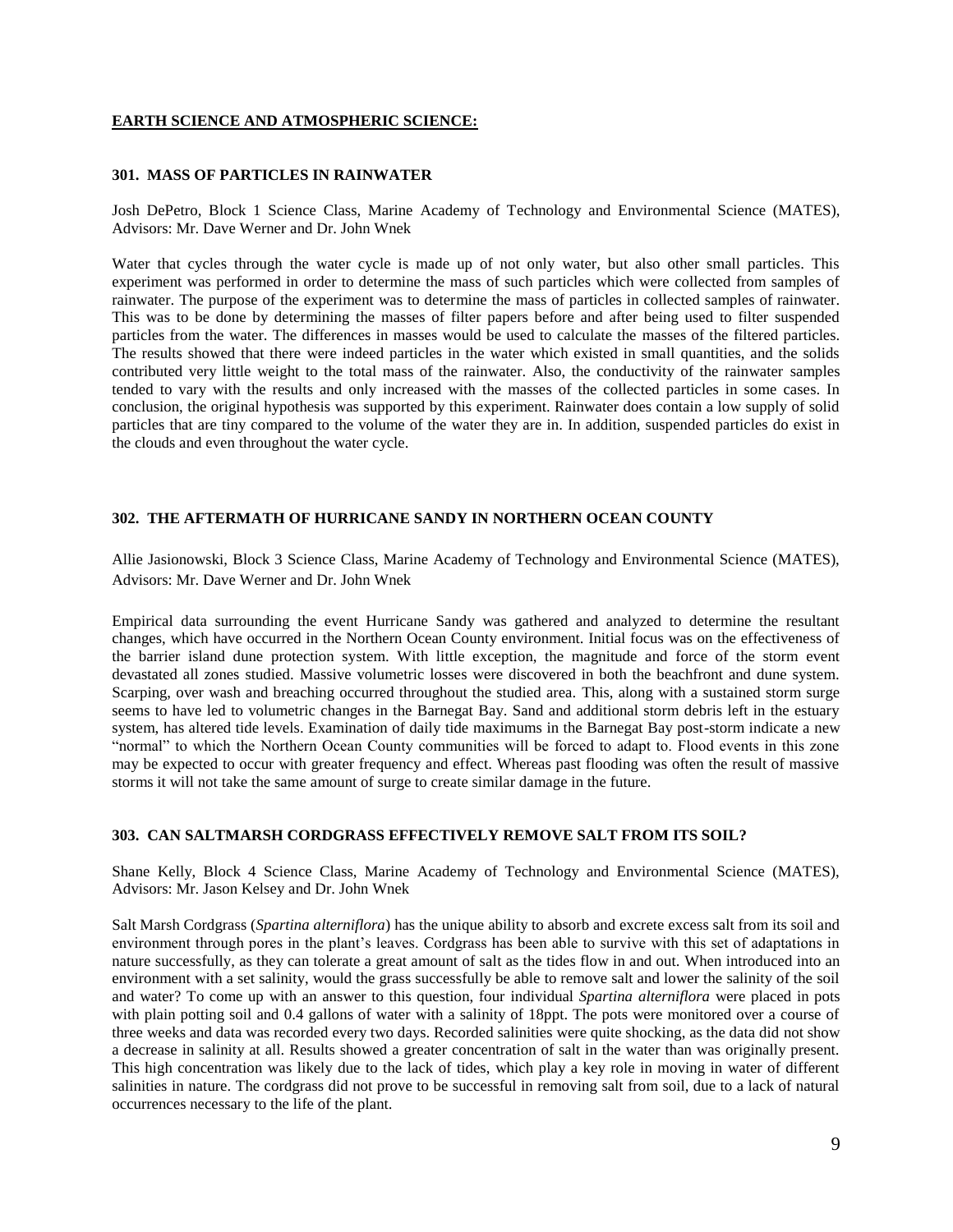## EARTH SCIENCE AND ATMOSPHERIC SCIENCE:

### 301. MASS OF PARTICLES IN RAINWATER

Josh DePetro, Block 1 Science Class, Marine Academy of Technology and Environmental Science (MATES), Advisors: Mr. Dave Werner and Dr. John Wnek

Water that cycles through the water cycle is made up of not only water, but also other small particles. This experiment was performed in order to determine the mass of such particles which were collected from samples of rainwater. The purpose of the experiment was to determine the mass of particles in collected samples of rainwater. This was to be done by determining the masses of filter papers before and after being used to filter suspended particles from the water. The differences in masses would be used to calculate the masses of the filtered particles. The results showed that there were indeed particles in the water which existed in small quantities, and the solids contributed very little weight to the total mass of the rainwater. Also, the conductivity of the rainwater samples tended to vary with the results and only increased with the masses of the collected particles in some cases. In conclusion, the original hypothesis was supported by this experiment. Rainwater does contain a low supply of solid particles that are tiny compared to the volume of the water they are in. In addition, suspended particles do exist in the clouds and even throughout the water cycle.

### 302. THE AFTERMATH OF HURRICANE SANDY IN NORTHERN OCEAN COUNTY

Allie Jasionowski, Block 3 Science Class, Marine Academy of Technology and Environmental Science (MATES), Advisors: Mr. Dave Werner and Dr. John Wnek

Empirical data surrounding the event Hurricane Sandy was gathered and analyzed to determine the resultant changes, which have occurred in the Northern Ocean County environment. Initial focus was on the effectiveness of the barrier island dune protection system. With little exception, the magnitude and force of the storm event devastated all zones studied. Massive volumetric losses were discovered in both the beachfront and dune system. Scarping, over wash and breaching occurred throughout the studied area. This, along with a sustained storm surge seems to have led to volumetric changes in the Barnegat Bay. Sand and additional storm debris left in the estuary system, has altered tide levels. Examination of daily tide maximums in the Barnegat Bay post-storm indicate a new "normal" to which the Northern Ocean County communities will be forced to adapt to. Flood events in this zone may be expected to occur with greater frequency and effect. Whereas past flooding was often the result of massive storms it will not take the same amount of surge to create similar damage in the future.

### 303. CAN SALTMARSH CORDGRASS EFFECTIVELY REMOVE SALT FROM ITS SOIL?

Shane Kelly, Block 4 Science Class, Marine Academy of Technology and Environmental Science (MATES), Advisors: Mr. Jason Kelsey and Dr. John Wnek

Salt Marsh Cordgrass (*Spartina alterniflora*) has the unique ability to absorb and excrete excess salt from its soil and environment through pores in the plant's leaves. Cordgrass has been able to survive with this set of adaptations in nature successfully, as they can tolerate a great amount of salt as the tides flow in and out. When introduced into an environment with a set salinity, would the grass successfully be able to remove salt and lower the salinity of the soil and water? To come up with an answer to this question, four individual *Spartina alterniflora* were placed in pots with plain potting soil and 0.4 gallons of water with a salinity of 18ppt. The pots were monitored over a course of three weeks and data was recorded every two days. Recorded salinities were quite shocking, as the data did not show a decrease in salinity at all. Results showed a greater concentration of salt in the water than was originally present. This high concentration was likely due to the lack of tides, which play a key role in moving in water of different salinities in nature. The cordgrass did not prove to be successful in removing salt from soil, due to a lack of natural occurrences necessary to the life of the plant.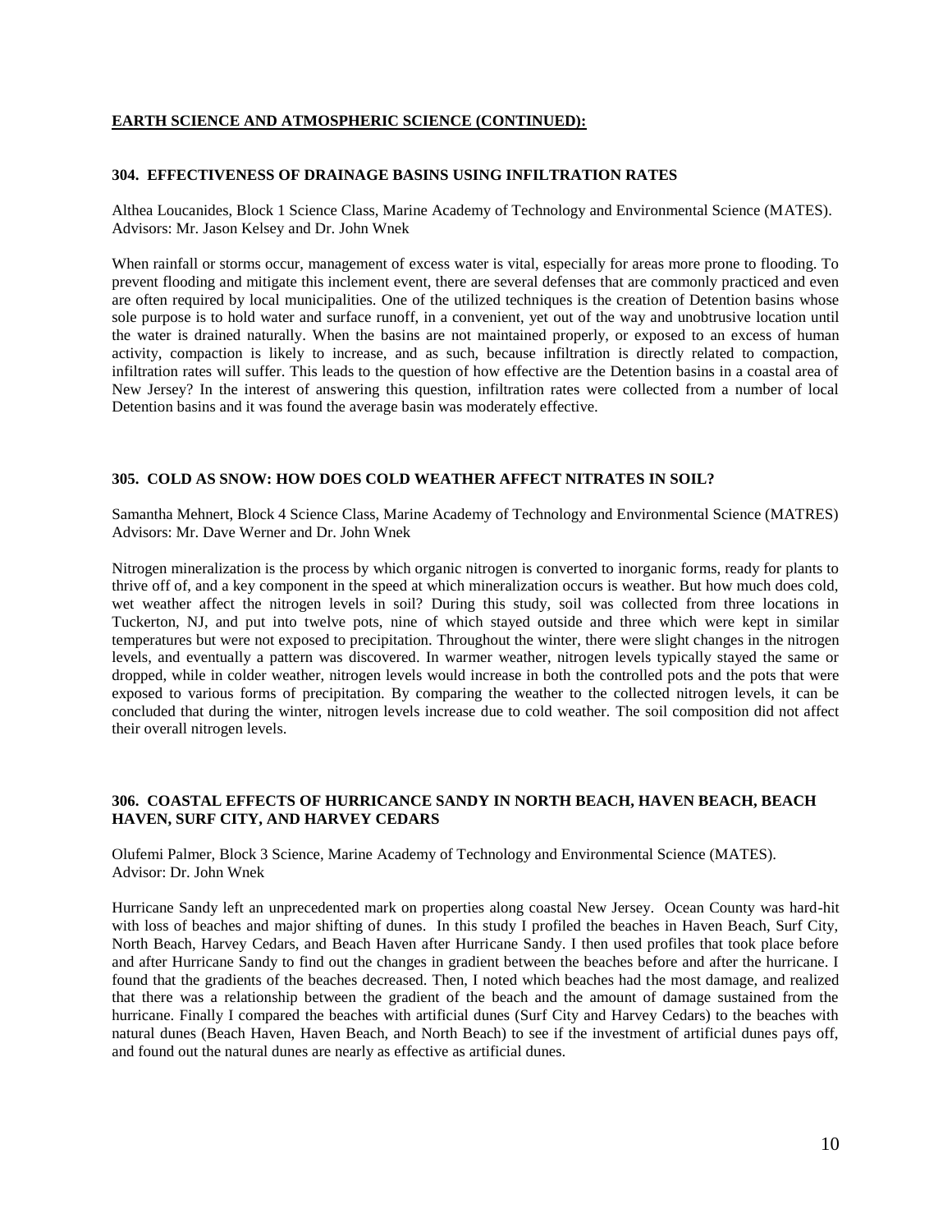## EARTH SCIENCE AND ATMOSPHERIC SCIENCE (CONTINUED):

### 304. EFFECTIVENESS OF DRAINAGE BASINS USING INFILTRATION RATES

Althea Loucanides, Block 1 Science Class, Marine Academy of Technology and Environmental Science (MATES). Advisors: Mr. Jason Kelsey and Dr. John Wnek

When rainfall or storms occur, management of excess water is vital, especially for areas more prone to flooding. To prevent flooding and mitigate this inclement event, there are several defenses that are commonly practiced and even are often required by local municipalities. One of the utilized techniques is the creation of Detention basins whose sole purpose is to hold water and surface runoff, in a convenient, yet out of the way and unobtrusive location until the water is drained naturally. When the basins are not maintained properly, or exposed to an excess of human activity, compaction is likely to increase, and as such, because infiltration is directly related to compaction, infiltration rates will suffer. This leads to the question of how effective are the Detention basins in a coastal area of New Jersey? In the interest of answering this question, infiltration rates were collected from a number of local Detention basins and it was found the average basin was moderately effective.

### 305. COLD AS SNOW: HOW DOES COLD WEATHER AFFECT NITRATES IN SOIL?

Samantha Mehnert, Block 4 Science Class, Marine Academy of Technology and Environmental Science (MATRES) Advisors: Mr. Dave Werner and Dr. John Wnek

Nitrogen mineralization is the process by which organic nitrogen is converted to inorganic forms, ready for plants to thrive off of, and a key component in the speed at which mineralization occurs is weather. But how much does cold, wet weather affect the nitrogen levels in soil? During this study, soil was collected from three locations in Tuckerton, NJ, and put into twelve pots, nine of which stayed outside and three which were kept in similar temperatures but were not exposed to precipitation. Throughout the winter, there were slight changes in the nitrogen levels, and eventually a pattern was discovered. In warmer weather, nitrogen levels typically stayed the same or dropped, while in colder weather, nitrogen levels would increase in both the controlled pots and the pots that were exposed to various forms of precipitation. By comparing the weather to the collected nitrogen levels, it can be concluded that during the winter, nitrogen levels increase due to cold weather. The soil composition did not affect their overall nitrogen levels.

### 306. COASTAL EFFECTS OF HURRICANCE SANDY IN NORTH BEACH, HAVEN BEACH, BEACH HAVEN, SURF CITY, AND HARVEY CEDARS

Olufemi Palmer, Block 3 Science, Marine Academy of Technology and Environmental Science (MATES). Advisor: Dr. John Wnek

Hurricane Sandy left an unprecedented mark on properties along coastal New Jersey. Ocean County was hard-hit with loss of beaches and major shifting of dunes. In this study I profiled the beaches in Haven Beach, Surf City, North Beach, Harvey Cedars, and Beach Haven after Hurricane Sandy. I then used profiles that took place before and after Hurricane Sandy to find out the changes in gradient between the beaches before and after the hurricane. I found that the gradients of the beaches decreased. Then, I noted which beaches had the most damage, and realized that there was a relationship between the gradient of the beach and the amount of damage sustained from the hurricane. Finally I compared the beaches with artificial dunes (Surf City and Harvey Cedars) to the beaches with natural dunes (Beach Haven, Haven Beach, and North Beach) to see if the investment of artificial dunes pays off, and found out the natural dunes are nearly as effective as artificial dunes.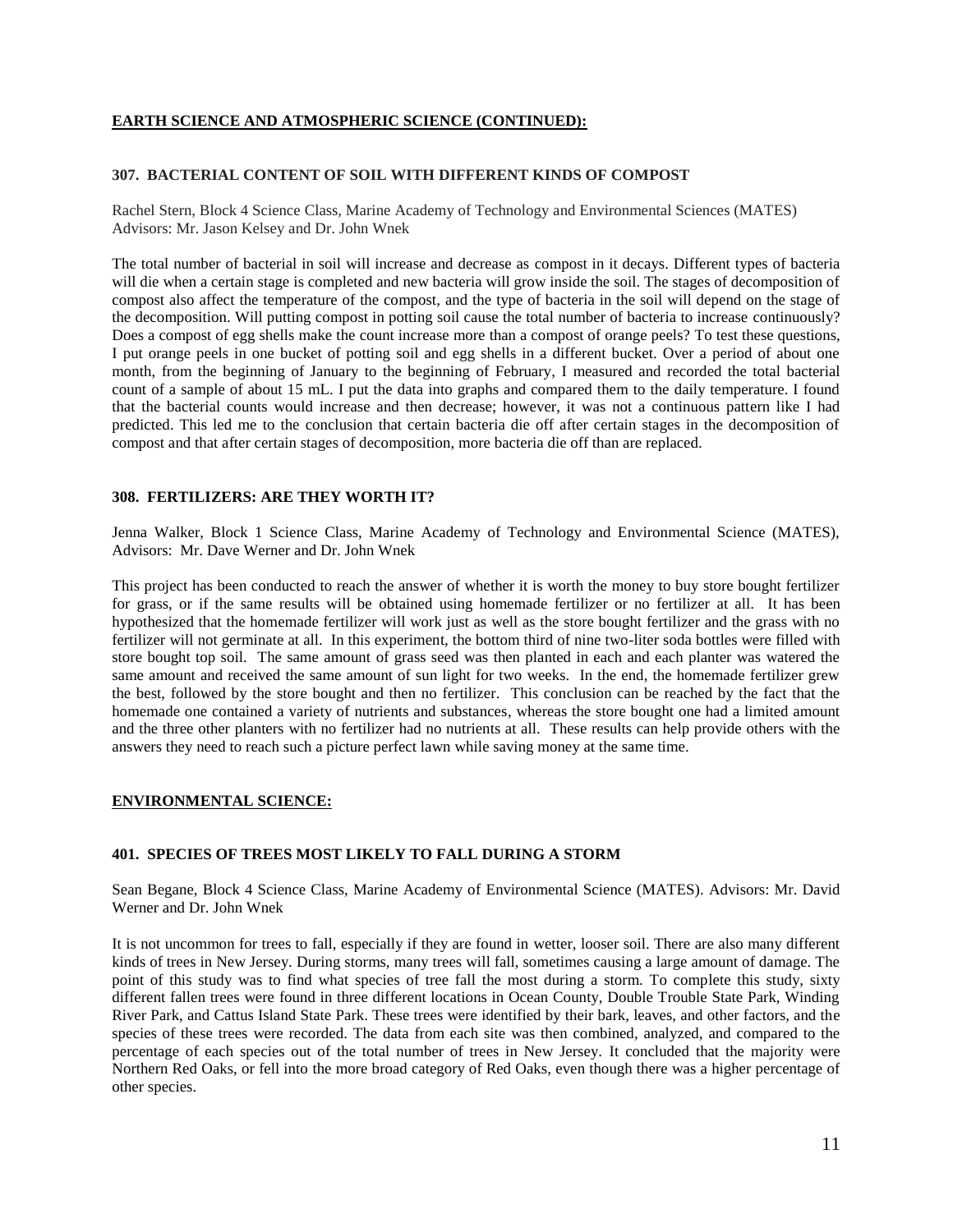## EARTH SCIENCE AND ATMOSPHERIC SCIENCE (CONTINUED):

### 307. BACTERIAL CONTENT OF SOIL WITH DIFFERENT KINDS OF COMPOST

Rachel Stern, Block 4 Science Class, Marine Academy of Technology and Environmental Sciences (MATES) Advisors: Mr. Jason Kelsey and Dr. John Wnek

The total number of bacterial in soil will increase and decrease as compost in it decays. Different types of bacteria will die when a certain stage is completed and new bacteria will grow inside the soil. The stages of decomposition of compost also affect the temperature of the compost, and the type of bacteria in the soil will depend on the stage of the decomposition. Will putting compost in potting soil cause the total number of bacteria to increase continuously? Does a compost of egg shells make the count increase more than a compost of orange peels? To test these questions, I put orange peels in one bucket of potting soil and egg shells in a different bucket. Over a period of about one month, from the beginning of January to the beginning of February, I measured and recorded the total bacterial count of a sample of about 15 mL. I put the data into graphs and compared them to the daily temperature. I found that the bacterial counts would increase and then decrease; however, it was not a continuous pattern like I had predicted. This led me to the conclusion that certain bacteria die off after certain stages in the decomposition of compost and that after certain stages of decomposition, more bacteria die off than are replaced.

### 308. FERTILIZERS: ARE THEY WORTH IT?

Jenna Walker, Block 1 Science Class, Marine Academy of Technology and Environmental Science (MATES), Advisors: Mr. Dave Werner and Dr. John Wnek

This project has been conducted to reach the answer of whether it is worth the money to buy store bought fertilizer for grass, or if the same results will be obtained using homemade fertilizer or no fertilizer at all. It has been hypothesized that the homemade fertilizer will work just as well as the store bought fertilizer and the grass with no fertilizer will not germinate at all. In this experiment, the bottom third of nine two-liter soda bottles were filled with store bought top soil. The same amount of grass seed was then planted in each and each planter was watered the same amount and received the same amount of sun light for two weeks. In the end, the homemade fertilizer grew the best, followed by the store bought and then no fertilizer. This conclusion can be reached by the fact that the homemade one contained a variety of nutrients and substances, whereas the store bought one had a limited amount and the three other planters with no fertilizer had no nutrients at all. These results can help provide others with the answers they need to reach such a picture perfect lawn while saving money at the same time.

## ENVIRONMENTAL SCIENCE:

### 401. SPECIES OF TREES MOST LIKELY TO FALL DURING A STORM

Sean Begane, Block 4 Science Class, Marine Academy of Environmental Science (MATES). Advisors: Mr. David Werner and Dr. John Wnek

It is not uncommon for trees to fall, especially if they are found in wetter, looser soil. There are also many different kinds of trees in New Jersey. During storms, many trees will fall, sometimes causing a large amount of damage. The point of this study was to find what species of tree fall the most during a storm. To complete this study, sixty different fallen trees were found in three different locations in Ocean County, Double Trouble State Park, Winding River Park, and Cattus Island State Park. These trees were identified by their bark, leaves, and other factors, and the species of these trees were recorded. The data from each site was then combined, analyzed, and compared to the percentage of each species out of the total number of trees in New Jersey. It concluded that the majority were Northern Red Oaks, or fell into the more broad category of Red Oaks, even though there was a higher percentage of other species.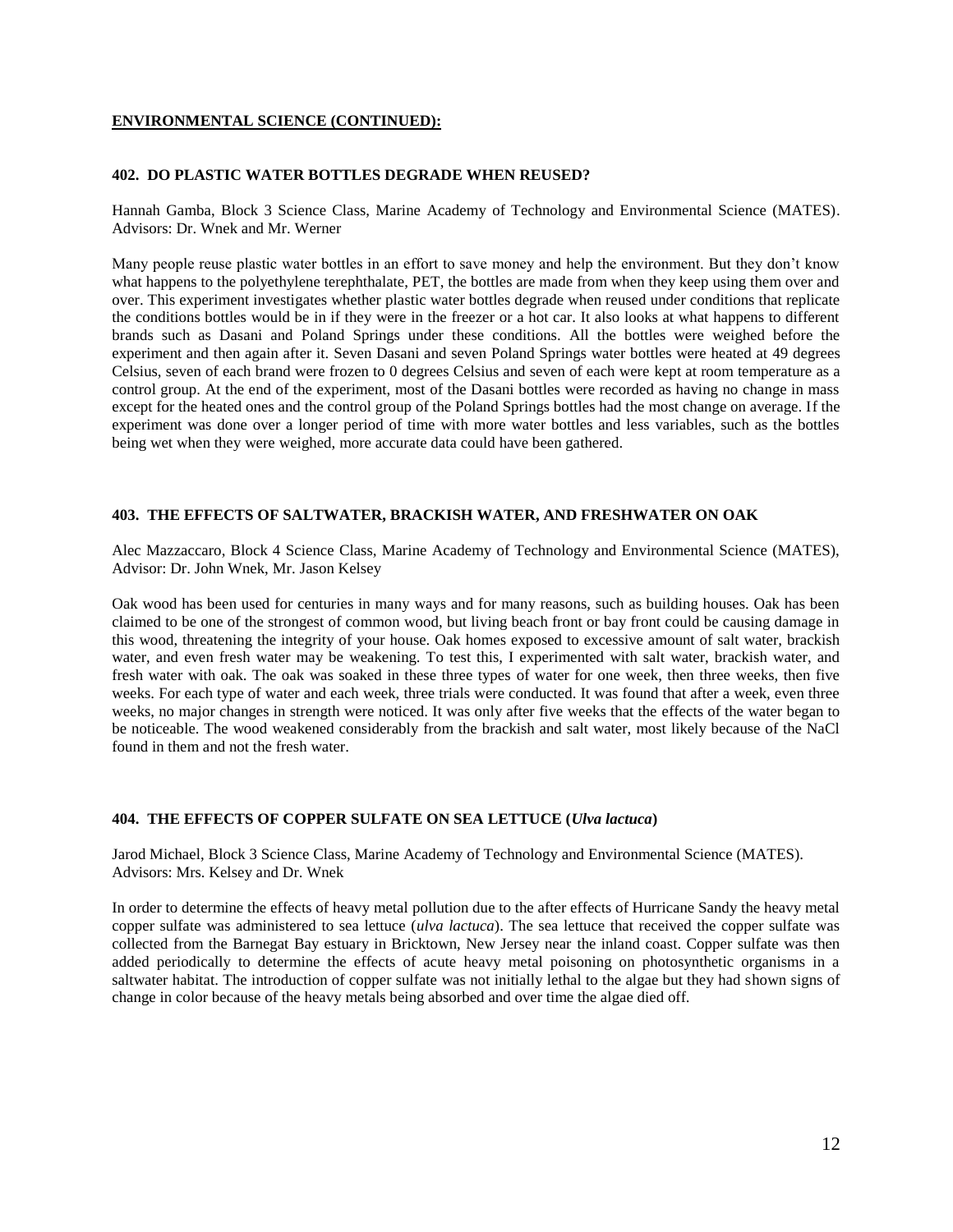## ENVIRONMENTAL SCIENCE (CONTINUED):

### 402. DO PLASTIC WATER BOTTLES DEGRADE WHEN REUSED?

Hannah Gamba, Block 3 Science Class, Marine Academy of Technology and Environmental Science (MATES). Advisors: Dr. Wnek and Mr. Werner

Many people reuse plastic water bottles in an effort to save money and help the environment. But they don't know what happens to the polyethylene terephthalate, PET, the bottles are made from when they keep using them over and over. This experiment investigates whether plastic water bottles degrade when reused under conditions that replicate the conditions bottles would be in if they were in the freezer or a hot car. It also looks at what happens to different brands such as Dasani and Poland Springs under these conditions. All the bottles were weighed before the experiment and then again after it. Seven Dasani and seven Poland Springs water bottles were heated at 49 degrees Celsius, seven of each brand were frozen to 0 degrees Celsius and seven of each were kept at room temperature as a control group. At the end of the experiment, most of the Dasani bottles were recorded as having no change in mass except for the heated ones and the control group of the Poland Springs bottles had the most change on average. If the experiment was done over a longer period of time with more water bottles and less variables, such as the bottles being wet when they were weighed, more accurate data could have been gathered.

### 403. THE EFFECTS OF SALTWATER, BRACKISH WATER, AND FRESHWATER ON OAK

Alec Mazzaccaro, Block 4 Science Class, Marine Academy of Technology and Environmental Science (MATES), Advisor: Dr. John Wnek, Mr. Jason Kelsey

Oak wood has been used for centuries in many ways and for many reasons, such as building houses. Oak has been claimed to be one of the strongest of common wood, but living beach front or bay front could be causing damage in this wood, threatening the integrity of your house. Oak homes exposed to excessive amount of salt water, brackish water, and even fresh water may be weakening. To test this, I experimented with salt water, brackish water, and fresh water with oak. The oak was soaked in these three types of water for one week, then three weeks, then five weeks. For each type of water and each week, three trials were conducted. It was found that after a week, even three weeks, no major changes in strength were noticed. It was only after five weeks that the effects of the water began to be noticeable. The wood weakened considerably from the brackish and salt water, most likely because of the NaCl found in them and not the fresh water.

### 404. THE EFFECTS OF COPPER SULFATE ON SEA LETTUCE (*Ulva lactuca*)

Jarod Michael, Block 3 Science Class, Marine Academy of Technology and Environmental Science (MATES). Advisors: Mrs. Kelsey and Dr. Wnek

In order to determine the effects of heavy metal pollution due to the after effects of Hurricane Sandy the heavy metal copper sulfate was administered to sea lettuce (*ulva lactuca*). The sea lettuce that received the copper sulfate was collected from the Barnegat Bay estuary in Bricktown, New Jersey near the inland coast. Copper sulfate was then added periodically to determine the effects of acute heavy metal poisoning on photosynthetic organisms in a saltwater habitat. The introduction of copper sulfate was not initially lethal to the algae but they had shown signs of change in color because of the heavy metals being absorbed and over time the algae died off.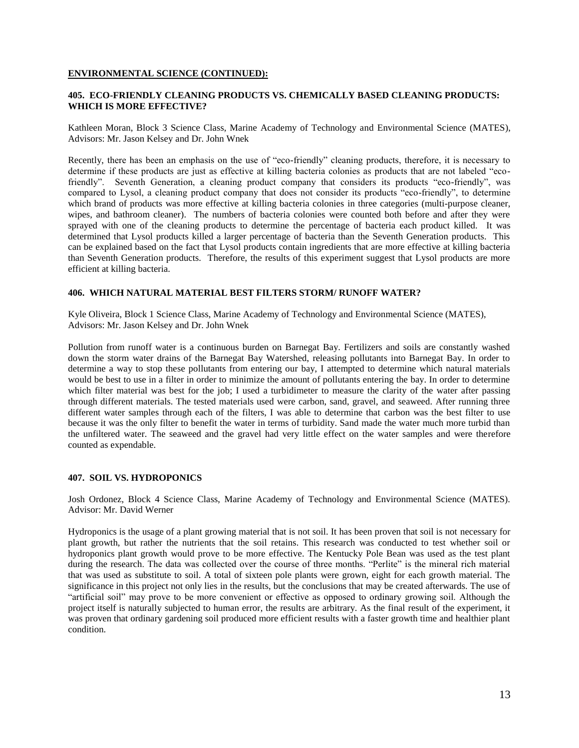**ENVIRONMENTAL SCIENCE (CONTINUED):**

### 405. ECO-FRIENDLY CLEANING PRODUCTS VS. CHEMICALLY BASED CLEANING PRODUCTS: WHICH IS MORE EFFECTIVE?

Kathleen Moran, Block 3 Science Class, Marine Academy of Technology and Environmental Science (MATES), Advisors: Mr. Jason Kelsey and Dr. John Wnek

Recently, there has been an emphasis on the use of "eco-friendly" cleaning products, therefore, it is necessary to determine if these products are just as effective at killing bacteria colonies as products that are not labeled "eco-friendly". Seventh Generation, a cleaning product company that considers its products "eco-friendly", was compared to Lysol, a cleaning product company that does not consider its products "eco-friendly", to determine which brand of products was more effective at killing bacteria colonies in three categories (multi-purpose cleaner, wipes, and bathroom cleaner). The numbers of bacteria colonies were counted both before and after they were sprayed with one of the cleaning products to determine the percentage of bacteria each product killed. It was determined that Lysol products killed a larger percentage of bacteria than the Seventh Generation products. This can be explained based on the fact that Lysol products contain ingredients that are more effective at killing bacteria than Seventh Generation products. Therefore, the results of this experiment suggest that Lysol products are more efficient at killing bacteria.

### 406. WHICH NATURAL MATERIAL BEST FILTERS STORM/ RUNOFF WATER?

Kyle Oliveira, Block 1 Science Class, Marine Academy of Technology and Environmental Science (MATES), Advisors: Mr. Jason Kelsey and Dr. John Wnek

Pollution from runoff water is a continuous burden on Barnegat Bay. Fertilizers and soils are constantly washed down the storm water drains of the Barnegat Bay Watershed, releasing pollutants into Barnegat Bay. In order to determine a way to stop these pollutants from entering our bay, I attempted to determine which natural materials would be best to use in a filter in order to minimize the amount of pollutants entering the bay. In order to determine which filter material was best for the job; I used a turbidimeter to measure the clarity of the water after passing through different materials. The tested materials used were carbon, sand, gravel, and seaweed. After running three different water samples through each of the filters, I was able to determine that carbon was the best filter to use because it was the only filter to benefit the water in terms of turbidity. Sand made the water much more turbid than the unfiltered water. The seaweed and the gravel had very little effect on the water samples and were therefore counted as expendable.

### 407. SOIL VS. HYDROPONICS

Josh Ordonez, Block 4 Science Class, Marine Academy of Technology and Environmental Science (MATES). Advisor: Mr. David Werner

Hydroponics is the usage of a plant growing material that is not soil. It has been proven that soil is not necessary for plant growth, but rather the nutrients that the soil retains. This research was conducted to test whether soil or hydroponics plant growth would prove to be more effective. The Kentucky Pole Bean was used as the test plant during the research. The data was collected over the course of three months. "Perlite" is the mineral rich material that was used as substitute to soil. A total of sixteen pole plants were grown, eight for each growth material. The significance in this project not only lies in the results, but the conclusions that may be created afterwards. The use of "artificial soil" may prove to be more convenient or effective as opposed to ordinary growing soil. Although the project itself is naturally subjected to human error, the results are arbitrary. As the final result of the experiment, it was proven that ordinary gardening soil produced more efficient results with a faster growth time and healthier plant condition.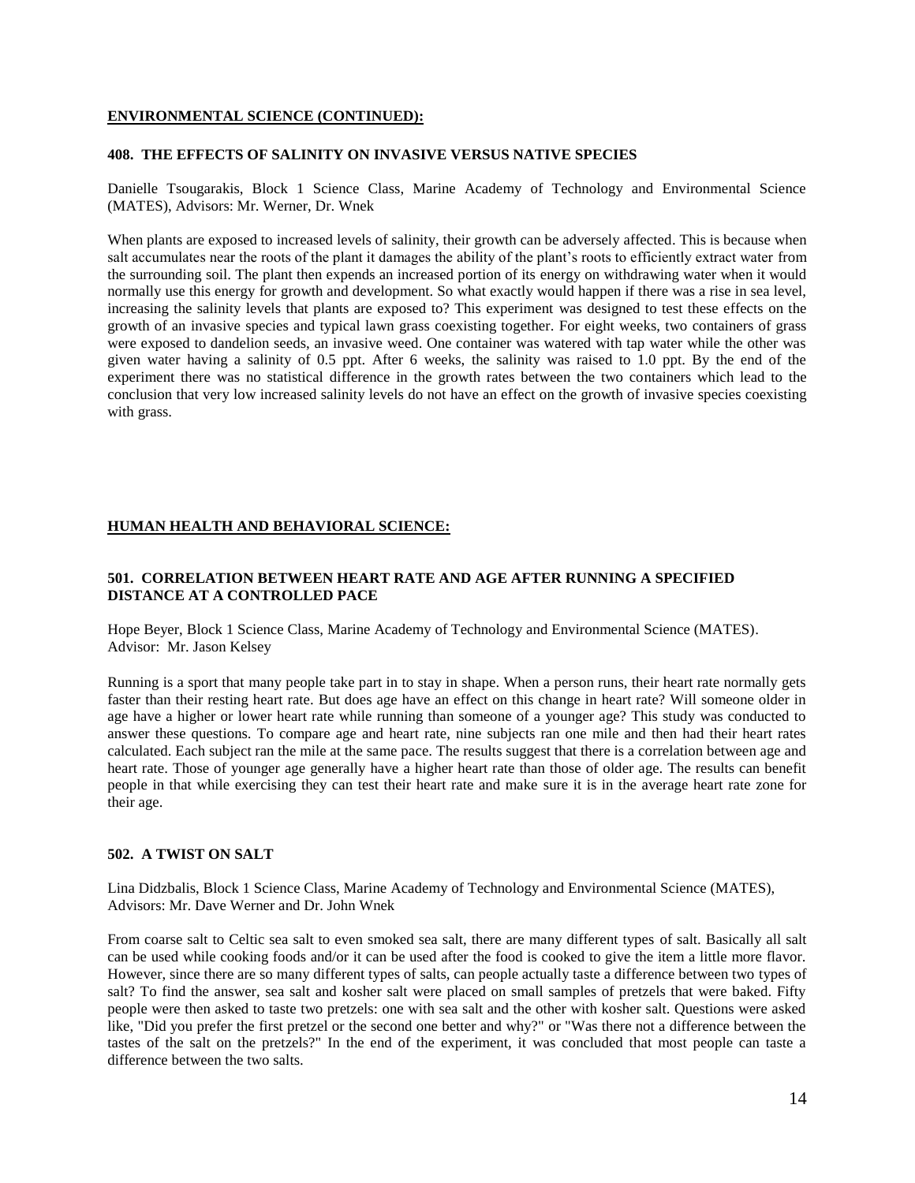## ENVIRONMENTAL SCIENCE (CONTINUED):

### 408. THE EFFECTS OF SALINITY ON INVASIVE VERSUS NATIVE SPECIES

Danielle Tsougarakis, Block 1 Science Class, Marine Academy of Technology and Environmental Science (MATES), Advisors: Mr. Werner, Dr. Wnek

When plants are exposed to increased levels of salinity, their growth can be adversely affected. This is because when salt accumulates near the roots of the plant it damages the ability of the plant's roots to efficiently extract water from the surrounding soil. The plant then expends an increased portion of its energy on withdrawing water when it would normally use this energy for growth and development. So what exactly would happen if there was a rise in sea level, increasing the salinity levels that plants are exposed to? This experiment was designed to test these effects on the growth of an invasive species and typical lawn grass coexisting together. For eight weeks, two containers of grass were exposed to dandelion seeds, an invasive weed. One container was watered with tap water while the other was given water having a salinity of 0.5 ppt. After 6 weeks, the salinity was raised to 1.0 ppt. By the end of the experiment there was no statistical difference in the growth rates between the two containers which lead to the conclusion that very low increased salinity levels do not have an effect on the growth of invasive species coexisting with grass.

## HUMAN HEALTH AND BEHAVIORAL SCIENCE:

### 501. CORRELATION BETWEEN HEART RATE AND AGE AFTER RUNNING A SPECIFIED DISTANCE AT A CONTROLLED PACE

Hope Beyer, Block 1 Science Class, Marine Academy of Technology and Environmental Science (MATES). Advisor: Mr. Jason Kelsey

Running is a sport that many people take part in to stay in shape. When a person runs, their heart rate normally gets faster than their resting heart rate. But does age have an effect on this change in heart rate? Will someone older in age have a higher or lower heart rate while running than someone of a younger age? This study was conducted to answer these questions. To compare age and heart rate, nine subjects ran one mile and then had their heart rates calculated. Each subject ran the mile at the same pace. The results suggest that there is a correlation between age and heart rate. Those of younger age generally have a higher heart rate than those of older age. The results can benefit people in that while exercising they can test their heart rate and make sure it is in the average heart rate zone for their age.

### 502. A TWIST ON SALT

Lina Didzbalis, Block 1 Science Class, Marine Academy of Technology and Environmental Science (MATES), Advisors: Mr. Dave Werner and Dr. John Wnek

From coarse salt to Celtic sea salt to even smoked sea salt, there are many different types of salt. Basically all salt can be used while cooking foods and/or it can be used after the food is cooked to give the item a little more flavor. However, since there are so many different types of salts, can people actually taste a difference between two types of salt? To find the answer, sea salt and kosher salt were placed on small samples of pretzels that were baked. Fifty people were then asked to taste two pretzels: one with sea salt and the other with kosher salt. Questions were asked like, "Did you prefer the first pretzel or the second one better and why?" or "Was there not a difference between the tastes of the salt on the pretzels?" In the end of the experiment, it was concluded that most people can taste a difference between the two salts.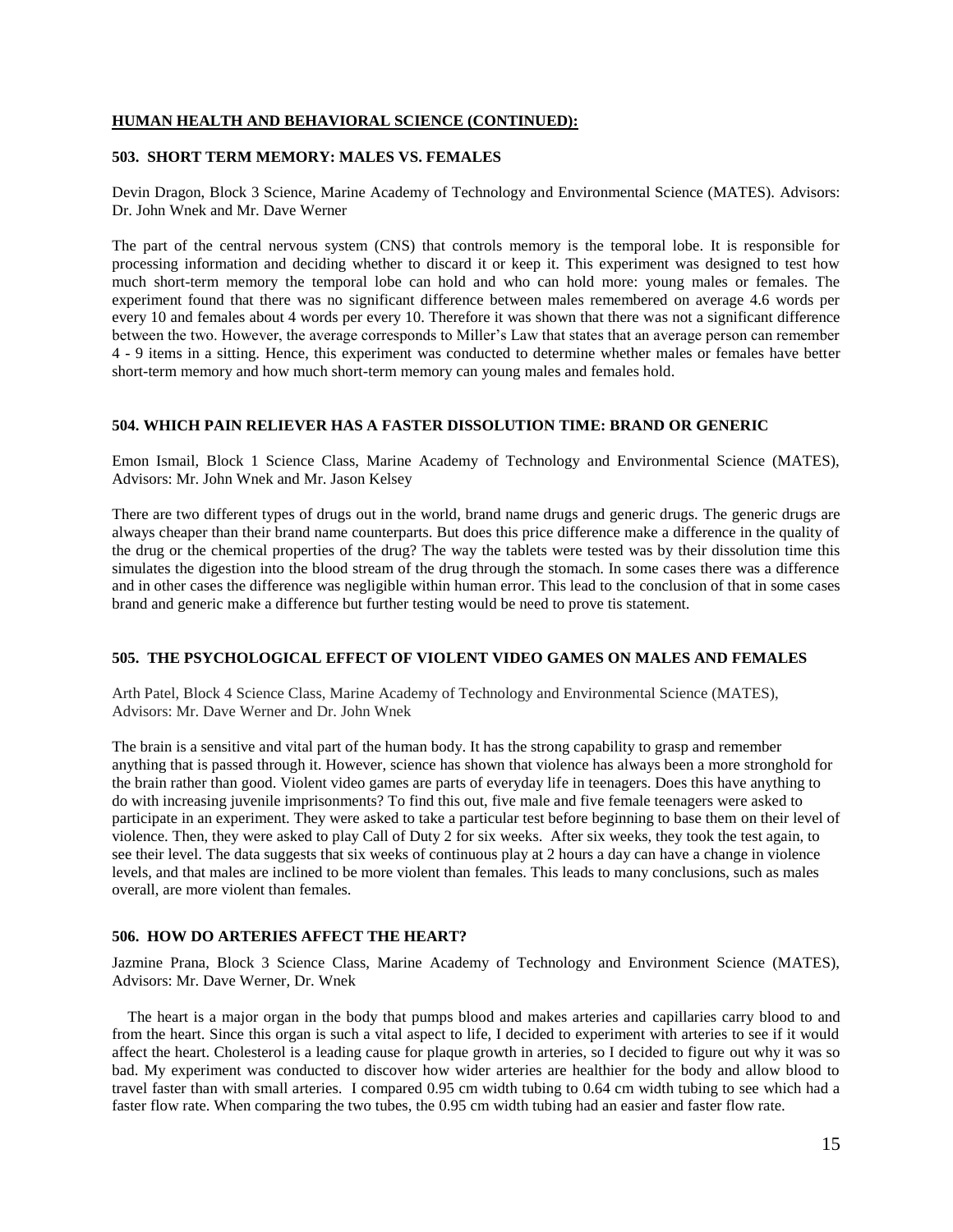**HUMAN HEALTH AND BEHAVIORAL SCIENCE (CONTINUED):**

**503. SHORT TERM MEMORY: MALES VS. FEMALES**

Devin Dragon, Block 3 Science, Marine Academy of Technology and Environmental Science (MATES). Advisors: Dr. John Wnek and Mr. Dave Werner

The part of the central nervous system (CNS) that controls memory is the temporal lobe. It is responsible for processing information and deciding whether to discard it or keep it. This experiment was designed to test how much short-term memory the temporal lobe can hold and who can hold more: young males or females. The experiment found that there was no significant difference between males remembered on average 4.6 words per every 10 and females about 4 words per every 10. Therefore it was shown that there was not a significant difference between the two. However, the average corresponds to Miller's Law that states that an average person can remember 4 - 9 items in a sitting. Hence, this experiment was conducted to determine whether males or females have better short-term memory and how much short-term memory can young males and females hold.

**504. WHICH PAIN RELIEVER HAS A FASTER DISSOLUTION TIME: BRAND OR GENERIC**

Emon Ismail, Block 1 Science Class, Marine Academy of Technology and Environmental Science (MATES), Advisors: Mr. John Wnek and Mr. Jason Kelsey

There are two different types of drugs out in the world, brand name drugs and generic drugs. The generic drugs are always cheaper than their brand name counterparts. But does this price difference make a difference in the quality of the drug or the chemical properties of the drug? The way the tablets were tested was by their dissolution time this simulates the digestion into the blood stream of the drug through the stomach. In some cases there was a difference and in other cases the difference was negligible within human error. This lead to the conclusion of that in some cases brand and generic make a difference but further testing would be need to prove tis statement.

**505. THE PSYCHOLOGICAL EFFECT OF VIOLENT VIDEO GAMES ON MALES AND FEMALES**

Arth Patel, Block 4 Science Class, Marine Academy of Technology and Environmental Science (MATES), Advisors: Mr. Dave Werner and Dr. John Wnek

The brain is a sensitive and vital part of the human body. It has the strong capability to grasp and remember anything that is passed through it. However, science has shown that violence has always been a more stronghold for the brain rather than good. Violent video games are parts of everyday life in teenagers. Does this have anything to do with increasing juvenile imprisonments? To find this out, five male and five female teenagers were asked to participate in an experiment. They were asked to take a particular test before beginning to base them on their level of violence. Then, they were asked to play Call of Duty 2 for six weeks. After six weeks, they took the test again, to see their level. The data suggests that six weeks of continuous play at 2 hours a day can have a change in violence levels, and that males are inclined to be more violent than females. This leads to many conclusions, such as males overall, are more violent than females.

**506. HOW DO ARTERIES AFFECT THE HEART?**

Jazmine Prana, Block 3 Science Class, Marine Academy of Technology and Environment Science (MATES), Advisors: Mr. Dave Werner, Dr. Wnek

The heart is a major organ in the body that pumps blood and makes arteries and capillaries carry blood to and from the heart. Since this organ is such a vital aspect to life, I decided to experiment with arteries to see if it would affect the heart. Cholesterol is a leading cause for plaque growth in arteries, so I decided to figure out why it was so bad. My experiment was conducted to discover how wider arteries are healthier for the body and allow blood to travel faster than with small arteries. I compared 0.95 cm width tubing to 0.64 cm width tubing to see which had a faster flow rate. When comparing the two tubes, the 0.95 cm width tubing had an easier and faster flow rate.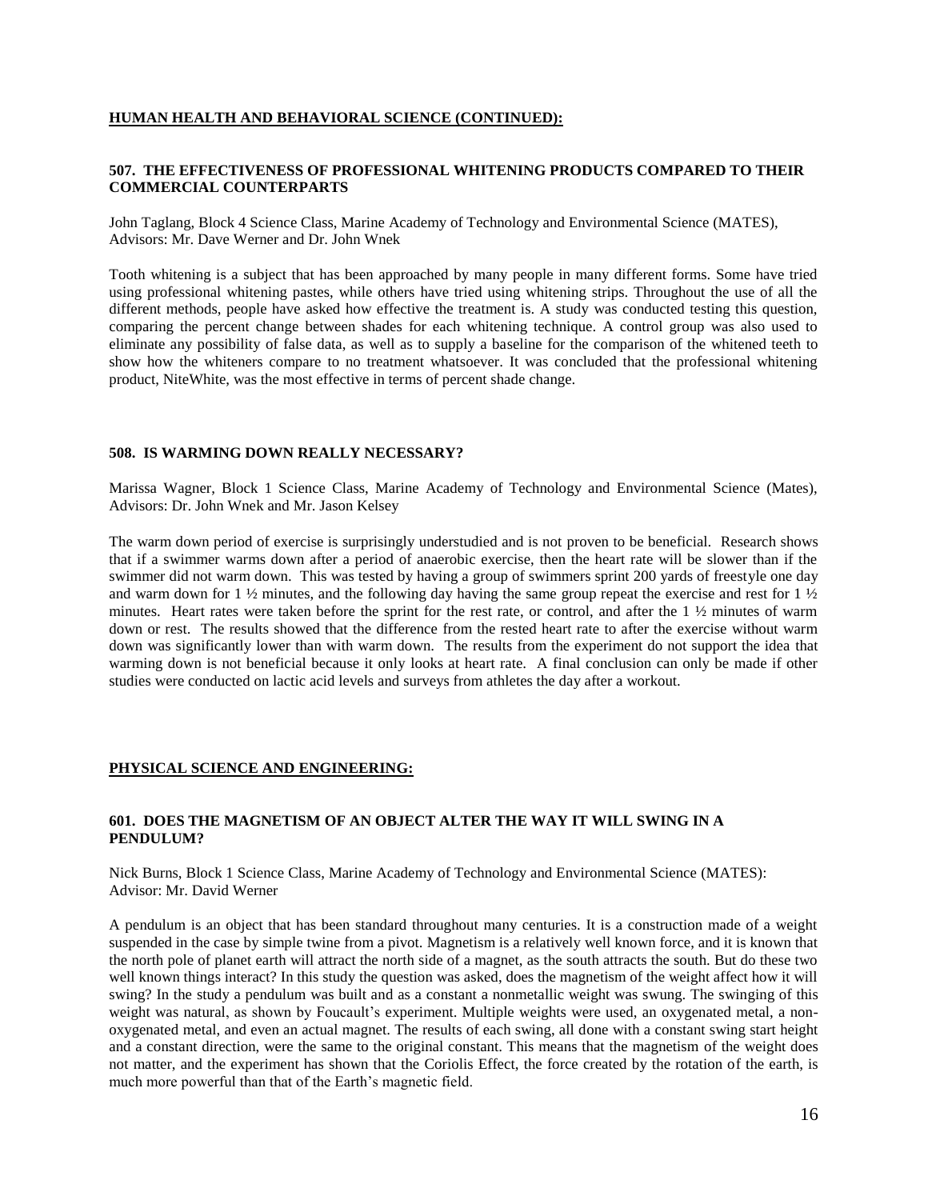## HUMAN HEALTH AND BEHAVIORAL SCIENCE (CONTINUED):

### 507. THE EFFECTIVENESS OF PROFESSIONAL WHITENING PRODUCTS COMPARED TO THEIR COMMERCIAL COUNTERPARTS

John Taglang, Block 4 Science Class, Marine Academy of Technology and Environmental Science (MATES), Advisors: Mr. Dave Werner and Dr. John Wnek

Tooth whitening is a subject that has been approached by many people in many different forms. Some have tried using professional whitening pastes, while others have tried using whitening strips. Throughout the use of all the different methods, people have asked how effective the treatment is. A study was conducted testing this question, comparing the percent change between shades for each whitening technique. A control group was also used to eliminate any possibility of false data, as well as to supply a baseline for the comparison of the whitened teeth to show how the whiteners compare to no treatment whatsoever. It was concluded that the professional whitening product, NiteWhite, was the most effective in terms of percent shade change.

### 508. IS WARMING DOWN REALLY NECESSARY?

Marissa Wagner, Block 1 Science Class, Marine Academy of Technology and Environmental Science (Mates), Advisors: Dr. John Wnek and Mr. Jason Kelsey

The warm down period of exercise is surprisingly understudied and is not proven to be beneficial. Research shows that if a swimmer warms down after a period of anaerobic exercise, then the heart rate will be slower than if the swimmer did not warm down. This was tested by having a group of swimmers sprint 200 yards of freestyle one day and warm down for 1 ½ minutes, and the following day having the same group repeat the exercise and rest for 1 ½ minutes. Heart rates were taken before the sprint for the rest rate, or control, and after the 1 ½ minutes of warm down or rest. The results showed that the difference from the rested heart rate to after the exercise without warm down was significantly lower than with warm down. The results from the experiment do not support the idea that warming down is not beneficial because it only looks at heart rate. A final conclusion can only be made if other studies were conducted on lactic acid levels and surveys from athletes the day after a workout.

## PHYSICAL SCIENCE AND ENGINEERING:

### 601. DOES THE MAGNETISM OF AN OBJECT ALTER THE WAY IT WILL SWING IN A PENDULUM?

Nick Burns, Block 1 Science Class, Marine Academy of Technology and Environmental Science (MATES): Advisor: Mr. David Werner

A pendulum is an object that has been standard throughout many centuries. It is a construction made of a weight suspended in the case by simple twine from a pivot. Magnetism is a relatively well known force, and it is known that the north pole of planet earth will attract the north side of a magnet, as the south attracts the south. But do these two well known things interact? In this study the question was asked, does the magnetism of the weight affect how it will swing? In the study a pendulum was built and as a constant a nonmetallic weight was swung. The swinging of this weight was natural, as shown by Foucault's experiment. Multiple weights were used, an oxygenated metal, a non-oxygenated metal, and even an actual magnet. The results of each swing, all done with a constant swing start height and a constant direction, were the same to the original constant. This means that the magnetism of the weight does not matter, and the experiment has shown that the Coriolis Effect, the force created by the rotation of the earth, is much more powerful than that of the Earth's magnetic field.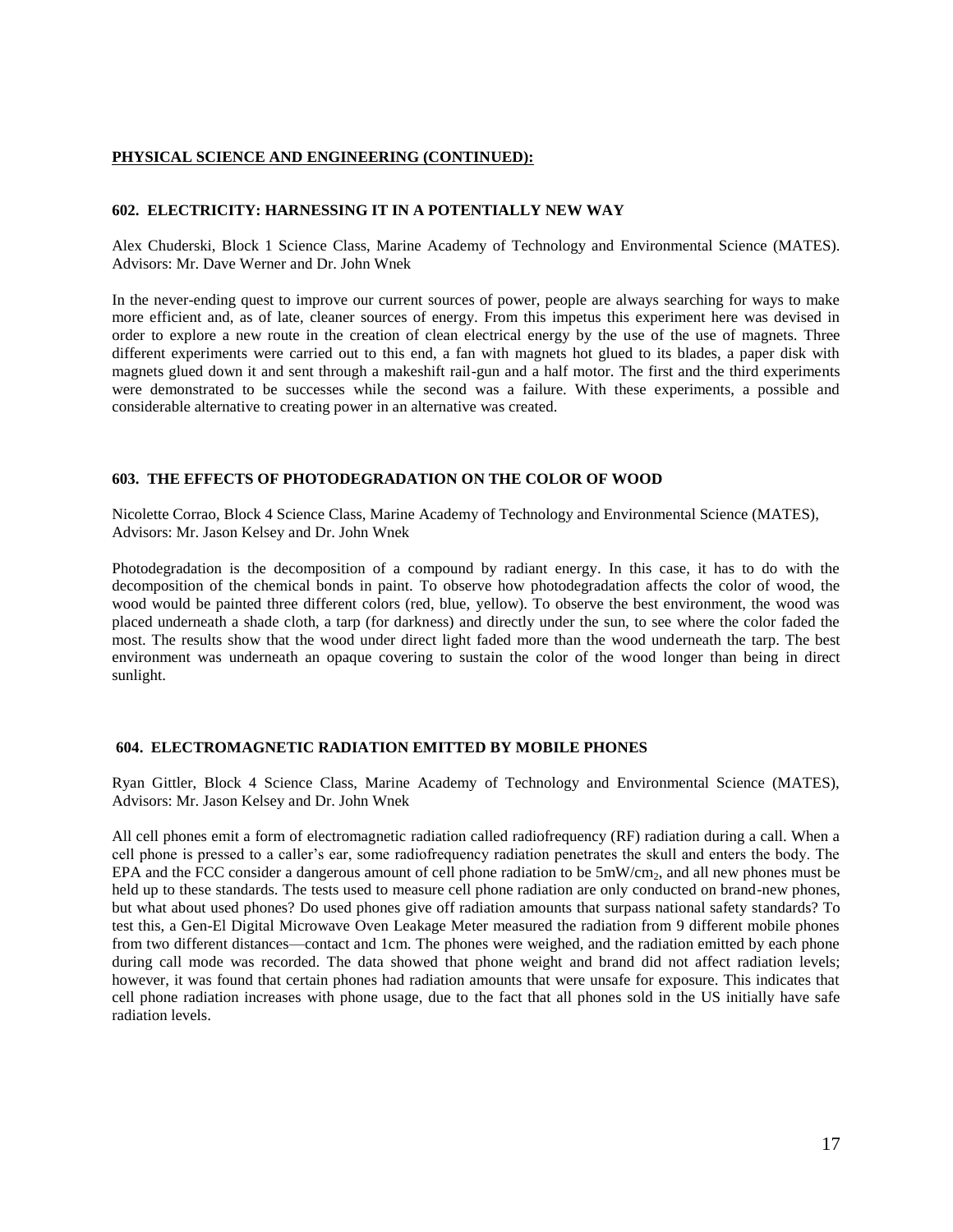## PHYSICAL SCIENCE AND ENGINEERING (CONTINUED):

### 602. ELECTRICITY: HARNESSING IT IN A POTENTIALLY NEW WAY

Alex Chuderski, Block 1 Science Class, Marine Academy of Technology and Environmental Science (MATES). Advisors: Mr. Dave Werner and Dr. John Wnek

In the never-ending quest to improve our current sources of power, people are always searching for ways to make more efficient and, as of late, cleaner sources of energy. From this impetus this experiment here was devised in order to explore a new route in the creation of clean electrical energy by the use of the use of magnets. Three different experiments were carried out to this end, a fan with magnets hot glued to its blades, a paper disk with magnets glued down it and sent through a makeshift rail-gun and a half motor. The first and the third experiments were demonstrated to be successes while the second was a failure. With these experiments, a possible and considerable alternative to creating power in an alternative was created.

### 603. THE EFFECTS OF PHOTODEGRADATION ON THE COLOR OF WOOD

Nicolette Corrao, Block 4 Science Class, Marine Academy of Technology and Environmental Science (MATES), Advisors: Mr. Jason Kelsey and Dr. John Wnek

Photodegradation is the decomposition of a compound by radiant energy. In this case, it has to do with the decomposition of the chemical bonds in paint. To observe how photodegradation affects the color of wood, the wood would be painted three different colors (red, blue, yellow). To observe the best environment, the wood was placed underneath a shade cloth, a tarp (for darkness) and directly under the sun, to see where the color faded the most. The results show that the wood under direct light faded more than the wood underneath the tarp. The best environment was underneath an opaque covering to sustain the color of the wood longer than being in direct sunlight.

### 604. ELECTROMAGNETIC RADIATION EMITTED BY MOBILE PHONES

Ryan Gittler, Block 4 Science Class, Marine Academy of Technology and Environmental Science (MATES), Advisors: Mr. Jason Kelsey and Dr. John Wnek

All cell phones emit a form of electromagnetic radiation called radiofrequency (RF) radiation during a call. When a cell phone is pressed to a caller's ear, some radiofrequency radiation penetrates the skull and enters the body. The EPA and the FCC consider a dangerous amount of cell phone radiation to be $5mW/cm_2$, and all new phones must be held up to these standards. The tests used to measure cell phone radiation are only conducted on brand-new phones, but what about used phones? Do used phones give off radiation amounts that surpass national safety standards? To test this, a Gen-El Digital Microwave Oven Leakage Meter measured the radiation from 9 different mobile phones from two different distances—contact and 1cm. The phones were weighed, and the radiation emitted by each phone during call mode was recorded. The data showed that phone weight and brand did not affect radiation levels; however, it was found that certain phones had radiation amounts that were unsafe for exposure. This indicates that cell phone radiation increases with phone usage, due to the fact that all phones sold in the US initially have safe radiation levels.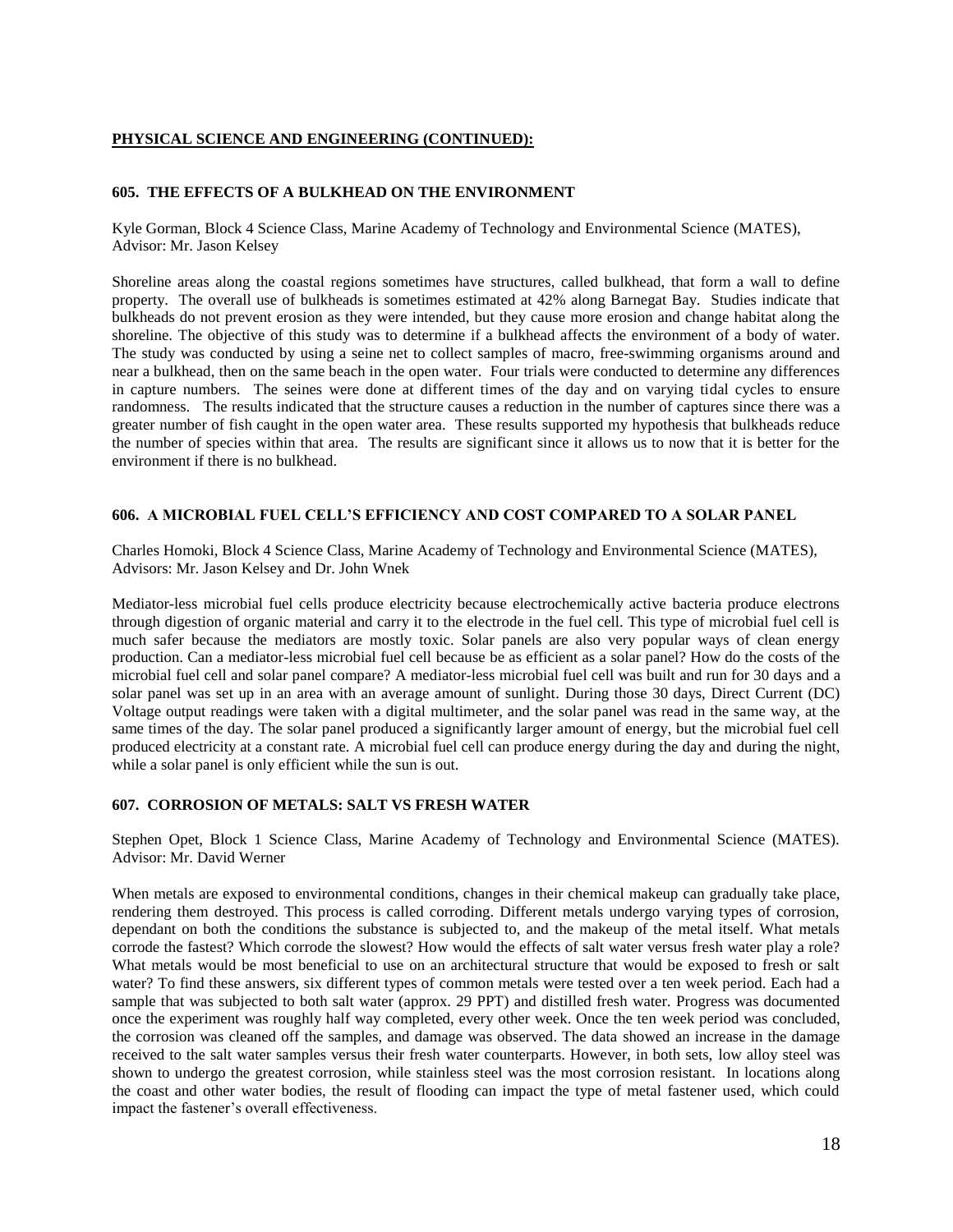**PHYSICAL SCIENCE AND ENGINEERING (CONTINUED):**

### 605. THE EFFECTS OF A BULKHEAD ON THE ENVIRONMENT

Kyle Gorman, Block 4 Science Class, Marine Academy of Technology and Environmental Science (MATES), Advisor: Mr. Jason Kelsey

Shoreline areas along the coastal regions sometimes have structures, called bulkhead, that form a wall to define property. The overall use of bulkheads is sometimes estimated at 42% along Barnegat Bay. Studies indicate that bulkheads do not prevent erosion as they were intended, but they cause more erosion and change habitat along the shoreline. The objective of this study was to determine if a bulkhead affects the environment of a body of water. The study was conducted by using a seine net to collect samples of macro, free-swimming organisms around and near a bulkhead, then on the same beach in the open water. Four trials were conducted to determine any differences in capture numbers. The seines were done at different times of the day and on varying tidal cycles to ensure randomness. The results indicated that the structure causes a reduction in the number of captures since there was a greater number of fish caught in the open water area. These results supported my hypothesis that bulkheads reduce the number of species within that area. The results are significant since it allows us to now that it is better for the environment if there is no bulkhead.

### 606. A MICROBIAL FUEL CELL'S EFFICIENCY AND COST COMPARED TO A SOLAR PANEL

Charles Homoki, Block 4 Science Class, Marine Academy of Technology and Environmental Science (MATES), Advisors: Mr. Jason Kelsey and Dr. John Wnek

Mediator-less microbial fuel cells produce electricity because electrochemically active bacteria produce electrons through digestion of organic material and carry it to the electrode in the fuel cell. This type of microbial fuel cell is much safer because the mediators are mostly toxic. Solar panels are also very popular ways of clean energy production. Can a mediator-less microbial fuel cell because be as efficient as a solar panel? How do the costs of the microbial fuel cell and solar panel compare? A mediator-less microbial fuel cell was built and run for 30 days and a solar panel was set up in an area with an average amount of sunlight. During those 30 days, Direct Current (DC) Voltage output readings were taken with a digital multimeter, and the solar panel was read in the same way, at the same times of the day. The solar panel produced a significantly larger amount of energy, but the microbial fuel cell produced electricity at a constant rate. A microbial fuel cell can produce energy during the day and during the night, while a solar panel is only efficient while the sun is out.

### 607. CORROSION OF METALS: SALT VS FRESH WATER

Stephen Opet, Block 1 Science Class, Marine Academy of Technology and Environmental Science (MATES). Advisor: Mr. David Werner

When metals are exposed to environmental conditions, changes in their chemical makeup can gradually take place, rendering them destroyed. This process is called corroding. Different metals undergo varying types of corrosion, dependant on both the conditions the substance is subjected to, and the makeup of the metal itself. What metals corrode the fastest? Which corrode the slowest? How would the effects of salt water versus fresh water play a role? What metals would be most beneficial to use on an architectural structure that would be exposed to fresh or salt water? To find these answers, six different types of common metals were tested over a ten week period. Each had a sample that was subjected to both salt water (approx. 29 PPT) and distilled fresh water. Progress was documented once the experiment was roughly half way completed, every other week. Once the ten week period was concluded, the corrosion was cleaned off the samples, and damage was observed. The data showed an increase in the damage received to the salt water samples versus their fresh water counterparts. However, in both sets, low alloy steel was shown to undergo the greatest corrosion, while stainless steel was the most corrosion resistant. In locations along the coast and other water bodies, the result of flooding can impact the type of metal fastener used, which could impact the fastener's overall effectiveness.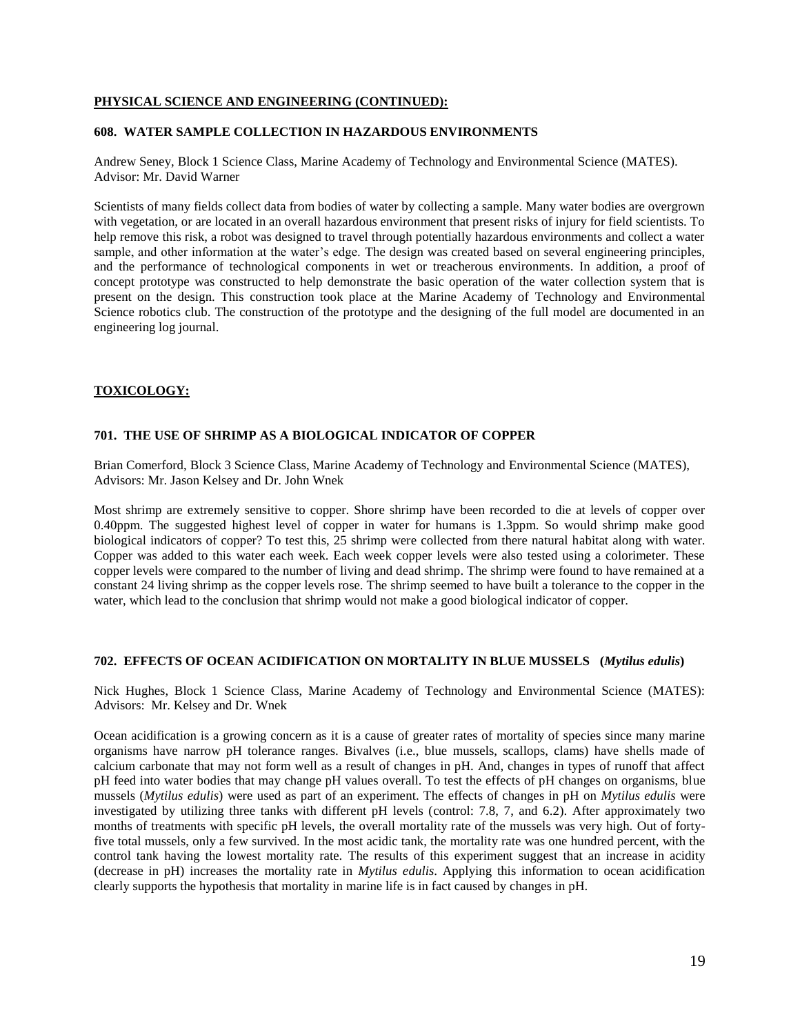## PHYSICAL SCIENCE AND ENGINEERING (CONTINUED):

### 608. WATER SAMPLE COLLECTION IN HAZARDOUS ENVIRONMENTS

Andrew Seney, Block 1 Science Class, Marine Academy of Technology and Environmental Science (MATES). Advisor: Mr. David Warner

Scientists of many fields collect data from bodies of water by collecting a sample. Many water bodies are overgrown with vegetation, or are located in an overall hazardous environment that present risks of injury for field scientists. To help remove this risk, a robot was designed to travel through potentially hazardous environments and collect a water sample, and other information at the water's edge. The design was created based on several engineering principles, and the performance of technological components in wet or treacherous environments. In addition, a proof of concept prototype was constructed to help demonstrate the basic operation of the water collection system that is present on the design. This construction took place at the Marine Academy of Technology and Environmental Science robotics club. The construction of the prototype and the designing of the full model are documented in an engineering log journal.

## TOXICOLOGY:

### 701. THE USE OF SHRIMP AS A BIOLOGICAL INDICATOR OF COPPER

Brian Comerford, Block 3 Science Class, Marine Academy of Technology and Environmental Science (MATES), Advisors: Mr. Jason Kelsey and Dr. John Wnek

Most shrimp are extremely sensitive to copper. Shore shrimp have been recorded to die at levels of copper over 0.40ppm. The suggested highest level of copper in water for humans is 1.3ppm. So would shrimp make good biological indicators of copper? To test this, 25 shrimp were collected from there natural habitat along with water. Copper was added to this water each week. Each week copper levels were also tested using a colorimeter. These copper levels were compared to the number of living and dead shrimp. The shrimp were found to have remained at a constant 24 living shrimp as the copper levels rose. The shrimp seemed to have built a tolerance to the copper in the water, which lead to the conclusion that shrimp would not make a good biological indicator of copper.

### 702. EFFECTS OF OCEAN ACIDIFICATION ON MORTALITY IN BLUE MUSSELS (*Mytilus edulis*)

Nick Hughes, Block 1 Science Class, Marine Academy of Technology and Environmental Science (MATES): Advisors: Mr. Kelsey and Dr. Wnek

Ocean acidification is a growing concern as it is a cause of greater rates of mortality of species since many marine organisms have narrow pH tolerance ranges. Bivalves (i.e., blue mussels, scallops, clams) have shells made of calcium carbonate that may not form well as a result of changes in pH. And, changes in types of runoff that affect pH feed into water bodies that may change pH values overall. To test the effects of pH changes on organisms, blue mussels (*Mytilus edulis*) were used as part of an experiment. The effects of changes in pH on *Mytilus edulis* were investigated by utilizing three tanks with different pH levels (control: 7.8, 7, and 6.2). After approximately two months of treatments with specific pH levels, the overall mortality rate of the mussels was very high. Out of forty-five total mussels, only a few survived. In the most acidic tank, the mortality rate was one hundred percent, with the control tank having the lowest mortality rate. The results of this experiment suggest that an increase in acidity (decrease in pH) increases the mortality rate in *Mytilus edulis*. Applying this information to ocean acidification clearly supports the hypothesis that mortality in marine life is in fact caused by changes in pH.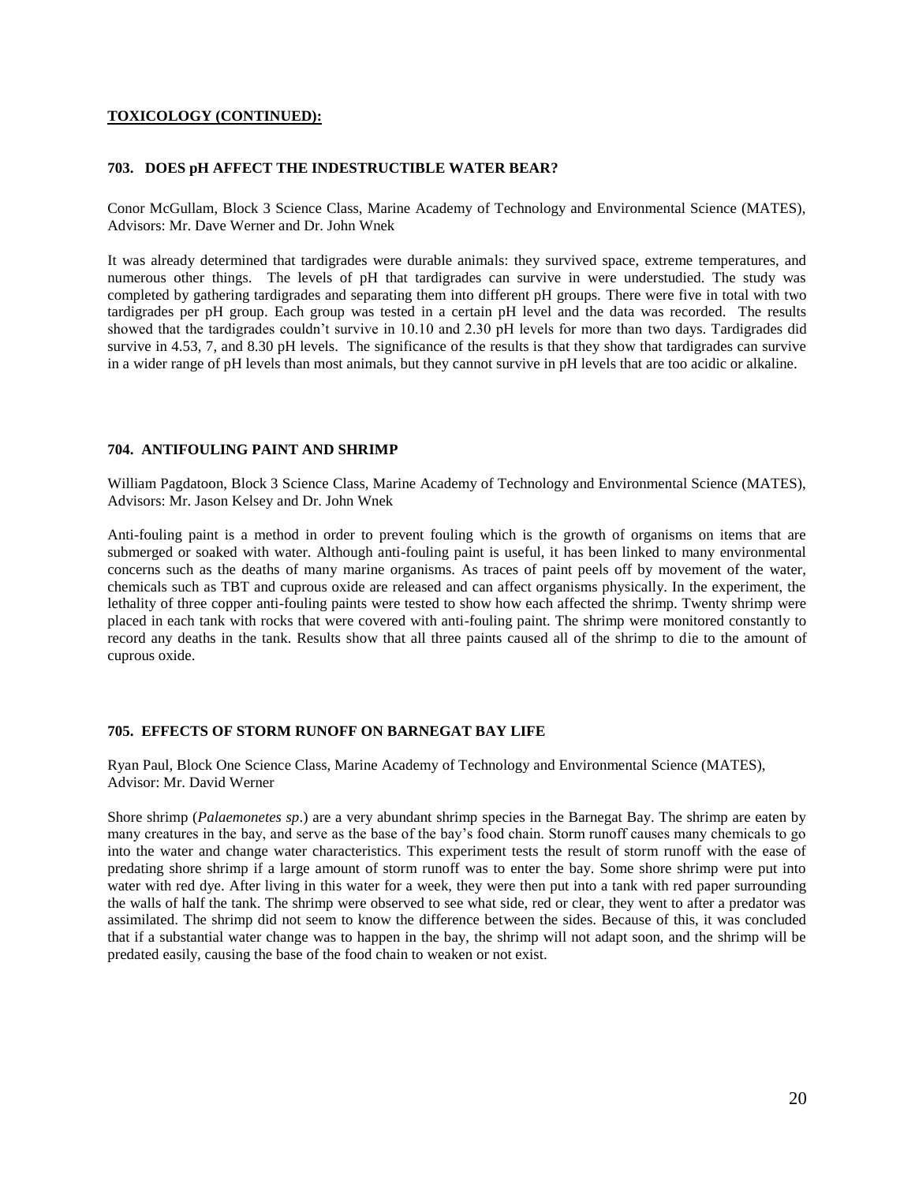**TOXICOLOGY (CONTINUED):**

### 703. DOES pH AFFECT THE INDESTRUCTIBLE WATER BEAR?

Conor McGullam, Block 3 Science Class, Marine Academy of Technology and Environmental Science (MATES), Advisors: Mr. Dave Werner and Dr. John Wnek

It was already determined that tardigrades were durable animals: they survived space, extreme temperatures, and numerous other things. The levels of pH that tardigrades can survive in were understudied. The study was completed by gathering tardigrades and separating them into different pH groups. There were five in total with two tardigrades per pH group. Each group was tested in a certain pH level and the data was recorded. The results showed that the tardigrades couldn't survive in 10.10 and 2.30 pH levels for more than two days. Tardigrades did survive in 4.53, 7, and 8.30 pH levels. The significance of the results is that they show that tardigrades can survive in a wider range of pH levels than most animals, but they cannot survive in pH levels that are too acidic or alkaline.

### 704. ANTIFOULING PAINT AND SHRIMP

William Pagdatoon, Block 3 Science Class, Marine Academy of Technology and Environmental Science (MATES), Advisors: Mr. Jason Kelsey and Dr. John Wnek

Anti-fouling paint is a method in order to prevent fouling which is the growth of organisms on items that are submerged or soaked with water. Although anti-fouling paint is useful, it has been linked to many environmental concerns such as the deaths of many marine organisms. As traces of paint peels off by movement of the water, chemicals such as TBT and cuprous oxide are released and can affect organisms physically. In the experiment, the lethality of three copper anti-fouling paints were tested to show how each affected the shrimp. Twenty shrimp were placed in each tank with rocks that were covered with anti-fouling paint. The shrimp were monitored constantly to record any deaths in the tank. Results show that all three paints caused all of the shrimp to die to the amount of cuprous oxide.

### 705. EFFECTS OF STORM RUNOFF ON BARNEGAT BAY LIFE

Ryan Paul, Block One Science Class, Marine Academy of Technology and Environmental Science (MATES), Advisor: Mr. David Werner

Shore shrimp (*Palaemonetes sp*.) are a very abundant shrimp species in the Barnegat Bay. The shrimp are eaten by many creatures in the bay, and serve as the base of the bay's food chain. Storm runoff causes many chemicals to go into the water and change water characteristics. This experiment tests the result of storm runoff with the ease of predating shore shrimp if a large amount of storm runoff was to enter the bay. Some shore shrimp were put into water with red dye. After living in this water for a week, they were then put into a tank with red paper surrounding the walls of half the tank. The shrimp were observed to see what side, red or clear, they went to after a predator was assimilated. The shrimp did not seem to know the difference between the sides. Because of this, it was concluded that if a substantial water change was to happen in the bay, the shrimp will not adapt soon, and the shrimp will be predated easily, causing the base of the food chain to weaken or not exist.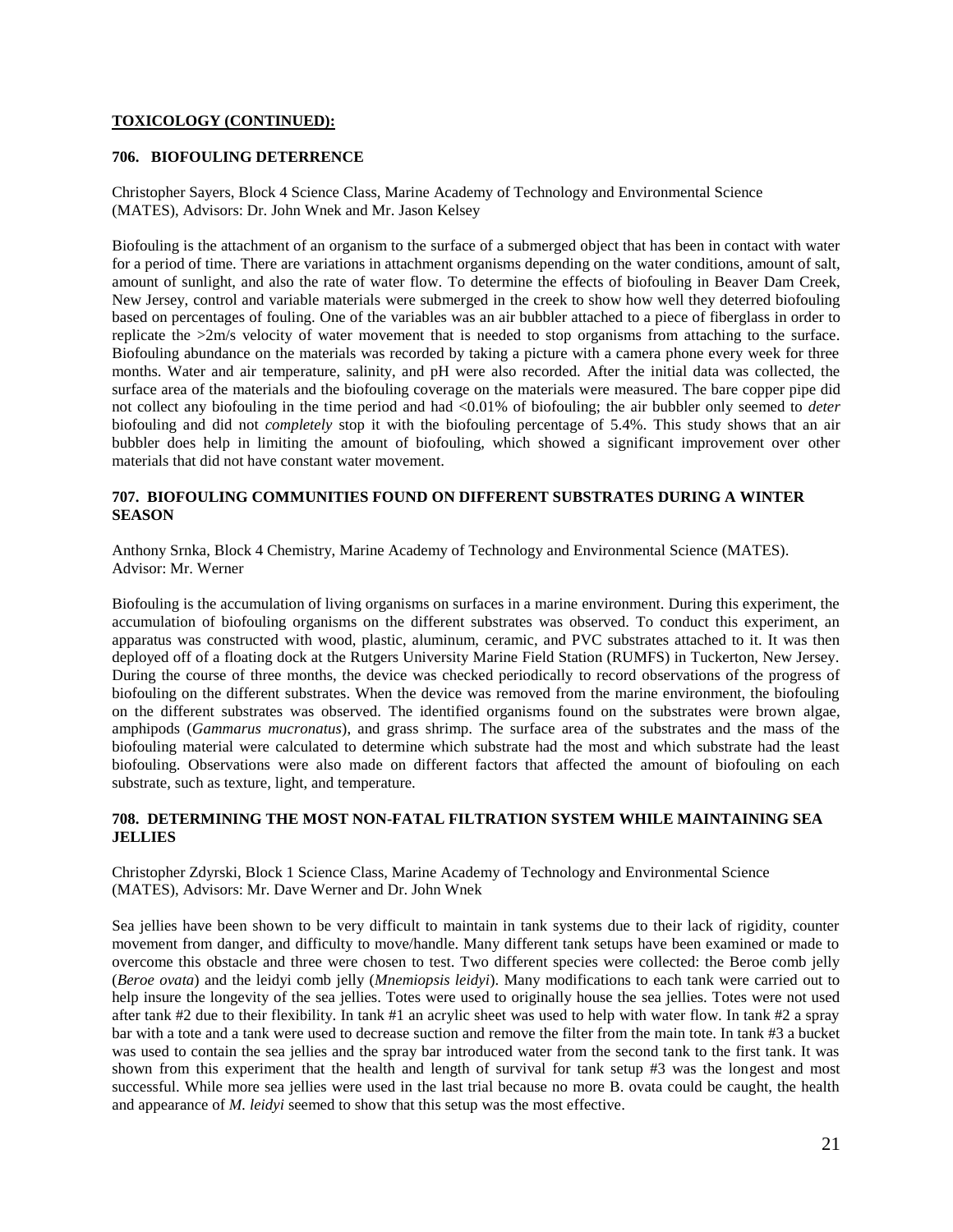**TOXICOLOGY (CONTINUED):**

### 706. BIOFOULING DETERRENCE

Christopher Sayers, Block 4 Science Class, Marine Academy of Technology and Environmental Science (MATES), Advisors: Dr. John Wnek and Mr. Jason Kelsey

Biofouling is the attachment of an organism to the surface of a submerged object that has been in contact with water for a period of time. There are variations in attachment organisms depending on the water conditions, amount of salt, amount of sunlight, and also the rate of water flow. To determine the effects of biofouling in Beaver Dam Creek, New Jersey, control and variable materials were submerged in the creek to show how well they deterred biofouling based on percentages of fouling. One of the variables was an air bubbler attached to a piece of fiberglass in order to replicate the >2m/s velocity of water movement that is needed to stop organisms from attaching to the surface. Biofouling abundance on the materials was recorded by taking a picture with a camera phone every week for three months. Water and air temperature, salinity, and pH were also recorded. After the initial data was collected, the surface area of the materials and the biofouling coverage on the materials were measured. The bare copper pipe did not collect any biofouling in the time period and had <0.01% of biofouling; the air bubbler only seemed to *deter* biofouling and did not *completely* stop it with the biofouling percentage of 5.4%. This study shows that an air bubbler does help in limiting the amount of biofouling, which showed a significant improvement over other materials that did not have constant water movement.

### 707. BIOFOULING COMMUNITIES FOUND ON DIFFERENT SUBSTRATES DURING A WINTER SEASON

Anthony Srnka, Block 4 Chemistry, Marine Academy of Technology and Environmental Science (MATES). Advisor: Mr. Werner

Biofouling is the accumulation of living organisms on surfaces in a marine environment. During this experiment, the accumulation of biofouling organisms on the different substrates was observed. To conduct this experiment, an apparatus was constructed with wood, plastic, aluminum, ceramic, and PVC substrates attached to it. It was then deployed off of a floating dock at the Rutgers University Marine Field Station (RUMFS) in Tuckerton, New Jersey. During the course of three months, the device was checked periodically to record observations of the progress of biofouling on the different substrates. When the device was removed from the marine environment, the biofouling on the different substrates was observed. The identified organisms found on the substrates were brown algae, amphipods (*Gammarus mucronatus*), and grass shrimp. The surface area of the substrates and the mass of the biofouling material were calculated to determine which substrate had the most and which substrate had the least biofouling. Observations were also made on different factors that affected the amount of biofouling on each substrate, such as texture, light, and temperature.

### 708. DETERMINING THE MOST NON-FATAL FILTRATION SYSTEM WHILE MAINTAINING SEA JELLIES

Christopher Zdyrski, Block 1 Science Class, Marine Academy of Technology and Environmental Science (MATES), Advisors: Mr. Dave Werner and Dr. John Wnek

Sea jellies have been shown to be very difficult to maintain in tank systems due to their lack of rigidity, counter movement from danger, and difficulty to move/handle. Many different tank setups have been examined or made to overcome this obstacle and three were chosen to test. Two different species were collected: the Beroe comb jelly (*Beroe ovata*) and the leidyi comb jelly (*Mnemiopsis leidyi*). Many modifications to each tank were carried out to help insure the longevity of the sea jellies. Totes were used to originally house the sea jellies. Totes were not used after tank #2 due to their flexibility. In tank #1 an acrylic sheet was used to help with water flow. In tank #2 a spray bar with a tote and a tank were used to decrease suction and remove the filter from the main tote. In tank #3 a bucket was used to contain the sea jellies and the spray bar introduced water from the second tank to the first tank. It was shown from this experiment that the health and length of survival for tank setup #3 was the longest and most successful. While more sea jellies were used in the last trial because no more B. ovata could be caught, the health and appearance of *M. leidyi* seemed to show that this setup was the most effective.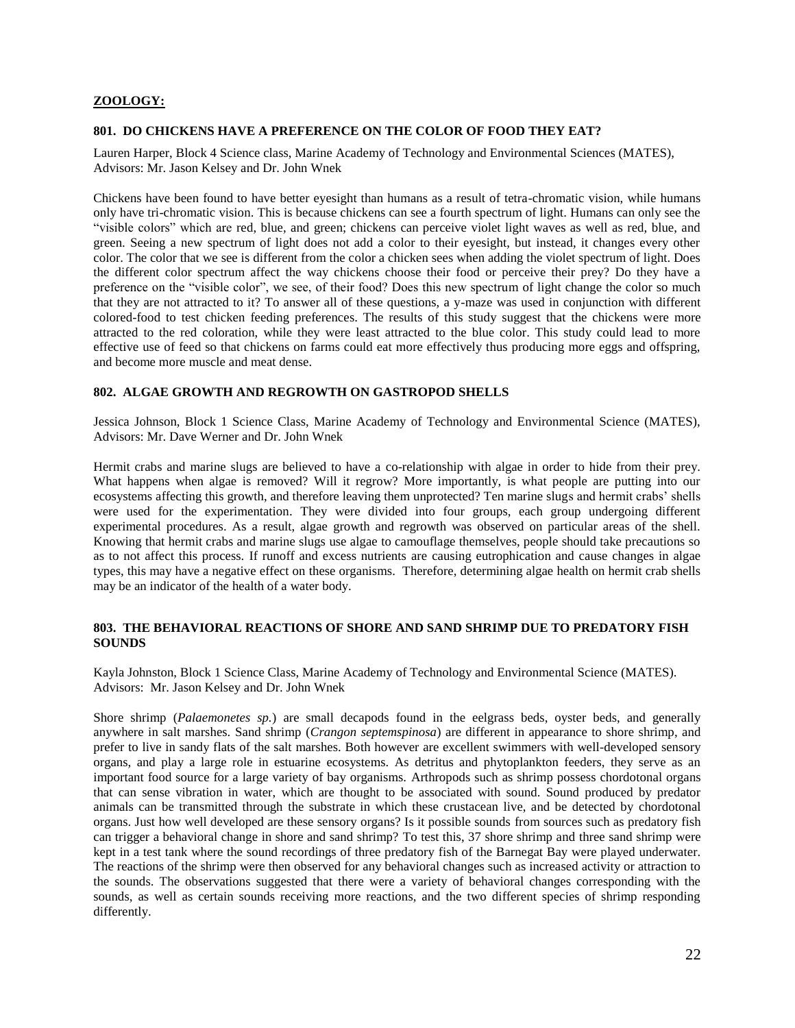## ZOOLOGY:

### 801. DO CHICKENS HAVE A PREFERENCE ON THE COLOR OF FOOD THEY EAT?

Lauren Harper, Block 4 Science class, Marine Academy of Technology and Environmental Sciences (MATES), Advisors: Mr. Jason Kelsey and Dr. John Wnek

Chickens have been found to have better eyesight than humans as a result of tetra-chromatic vision, while humans only have tri-chromatic vision. This is because chickens can see a fourth spectrum of light. Humans can only see the "visible colors" which are red, blue, and green; chickens can perceive violet light waves as well as red, blue, and green. Seeing a new spectrum of light does not add a color to their eyesight, but instead, it changes every other color. The color that we see is different from the color a chicken sees when adding the violet spectrum of light. Does the different color spectrum affect the way chickens choose their food or perceive their prey? Do they have a preference on the "visible color", we see, of their food? Does this new spectrum of light change the color so much that they are not attracted to it? To answer all of these questions, a y-maze was used in conjunction with different colored-food to test chicken feeding preferences. The results of this study suggest that the chickens were more attracted to the red coloration, while they were least attracted to the blue color. This study could lead to more effective use of feed so that chickens on farms could eat more effectively thus producing more eggs and offspring, and become more muscle and meat dense.

### 802. ALGAE GROWTH AND REGROWTH ON GASTROPOD SHELLS

Jessica Johnson, Block 1 Science Class, Marine Academy of Technology and Environmental Science (MATES), Advisors: Mr. Dave Werner and Dr. John Wnek

Hermit crabs and marine slugs are believed to have a co-relationship with algae in order to hide from their prey. What happens when algae is removed? Will it regrow? More importantly, is what people are putting into our ecosystems affecting this growth, and therefore leaving them unprotected? Ten marine slugs and hermit crabs' shells were used for the experimentation. They were divided into four groups, each group undergoing different experimental procedures. As a result, algae growth and regrowth was observed on particular areas of the shell. Knowing that hermit crabs and marine slugs use algae to camouflage themselves, people should take precautions so as to not affect this process. If runoff and excess nutrients are causing eutrophication and cause changes in algae types, this may have a negative effect on these organisms. Therefore, determining algae health on hermit crab shells may be an indicator of the health of a water body.

### 803. THE BEHAVIORAL REACTIONS OF SHORE AND SAND SHRIMP DUE TO PREDATORY FISH SOUNDS

Kayla Johnston, Block 1 Science Class, Marine Academy of Technology and Environmental Science (MATES). Advisors: Mr. Jason Kelsey and Dr. John Wnek

Shore shrimp (*Palaemonetes sp.*) are small decapods found in the eelgrass beds, oyster beds, and generally anywhere in salt marshes. Sand shrimp (*Crangon septemspinosa*) are different in appearance to shore shrimp, and prefer to live in sandy flats of the salt marshes. Both however are excellent swimmers with well-developed sensory organs, and play a large role in estuarine ecosystems. As detritus and phytoplankton feeders, they serve as an important food source for a large variety of bay organisms. Arthropods such as shrimp possess chordotonal organs that can sense vibration in water, which are thought to be associated with sound. Sound produced by predator animals can be transmitted through the substrate in which these crustacean live, and be detected by chordotonal organs. Just how well developed are these sensory organs? Is it possible sounds from sources such as predatory fish can trigger a behavioral change in shore and sand shrimp? To test this, 37 shore shrimp and three sand shrimp were kept in a test tank where the sound recordings of three predatory fish of the Barnegat Bay were played underwater. The reactions of the shrimp were then observed for any behavioral changes such as increased activity or attraction to the sounds. The observations suggested that there were a variety of behavioral changes corresponding with the sounds, as well as certain sounds receiving more reactions, and the two different species of shrimp responding differently.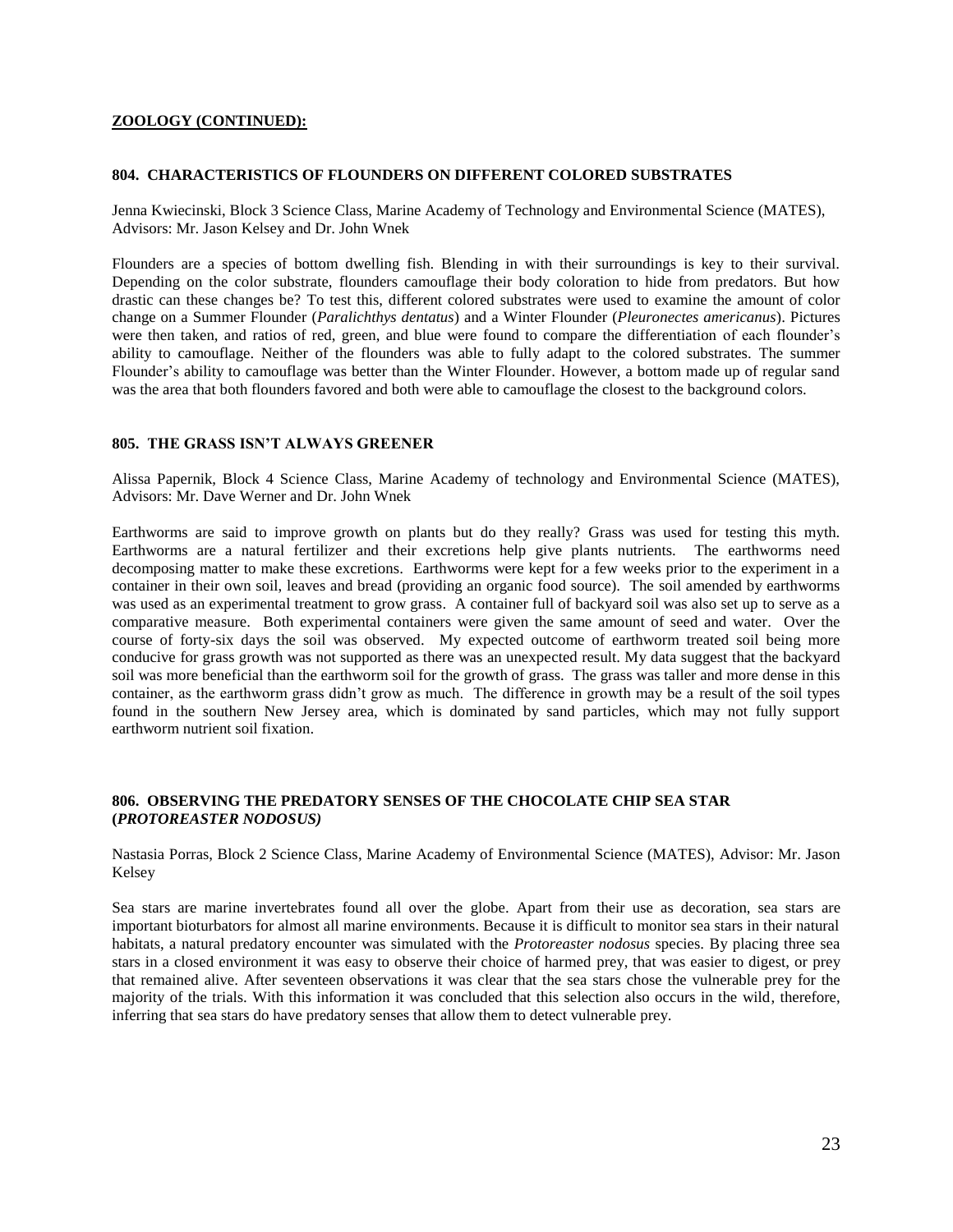**ZOOLOGY (CONTINUED):**

### 804. CHARACTERISTICS OF FLOUNDERS ON DIFFERENT COLORED SUBSTRATES

Jenna Kwiecinski, Block 3 Science Class, Marine Academy of Technology and Environmental Science (MATES), Advisors: Mr. Jason Kelsey and Dr. John Wnek

Flounders are a species of bottom dwelling fish. Blending in with their surroundings is key to their survival. Depending on the color substrate, flounders camouflage their body coloration to hide from predators. But how drastic can these changes be? To test this, different colored substrates were used to examine the amount of color change on a Summer Flounder (*Paralichthys dentatus*) and a Winter Flounder (*Pleuronectes americanus*). Pictures were then taken, and ratios of red, green, and blue were found to compare the differentiation of each flounder's ability to camouflage. Neither of the flounders was able to fully adapt to the colored substrates. The summer Flounder's ability to camouflage was better than the Winter Flounder. However, a bottom made up of regular sand was the area that both flounders favored and both were able to camouflage the closest to the background colors.

### 805. THE GRASS ISN'T ALWAYS GREENER

Alissa Papernik, Block 4 Science Class, Marine Academy of technology and Environmental Science (MATES), Advisors: Mr. Dave Werner and Dr. John Wnek

Earthworms are said to improve growth on plants but do they really? Grass was used for testing this myth. Earthworms are a natural fertilizer and their excretions help give plants nutrients. The earthworms need decomposing matter to make these excretions. Earthworms were kept for a few weeks prior to the experiment in a container in their own soil, leaves and bread (providing an organic food source). The soil amended by earthworms was used as an experimental treatment to grow grass. A container full of backyard soil was also set up to serve as a comparative measure. Both experimental containers were given the same amount of seed and water. Over the course of forty-six days the soil was observed. My expected outcome of earthworm treated soil being more conducive for grass growth was not supported as there was an unexpected result. My data suggest that the backyard soil was more beneficial than the earthworm soil for the growth of grass. The grass was taller and more dense in this container, as the earthworm grass didn't grow as much. The difference in growth may be a result of the soil types found in the southern New Jersey area, which is dominated by sand particles, which may not fully support earthworm nutrient soil fixation.

### 806. OBSERVING THE PREDATORY SENSES OF THE CHOCOLATE CHIP SEA STAR (*PROTOREASTER NODOSUS)*

Nastasia Porras, Block 2 Science Class, Marine Academy of Environmental Science (MATES), Advisor: Mr. Jason Kelsey

Sea stars are marine invertebrates found all over the globe. Apart from their use as decoration, sea stars are important bioturbators for almost all marine environments. Because it is difficult to monitor sea stars in their natural habitats, a natural predatory encounter was simulated with the *Protoreaster nodosus* species. By placing three sea stars in a closed environment it was easy to observe their choice of harmed prey, that was easier to digest, or prey that remained alive. After seventeen observations it was clear that the sea stars chose the vulnerable prey for the majority of the trials. With this information it was concluded that this selection also occurs in the wild, therefore, inferring that sea stars do have predatory senses that allow them to detect vulnerable prey.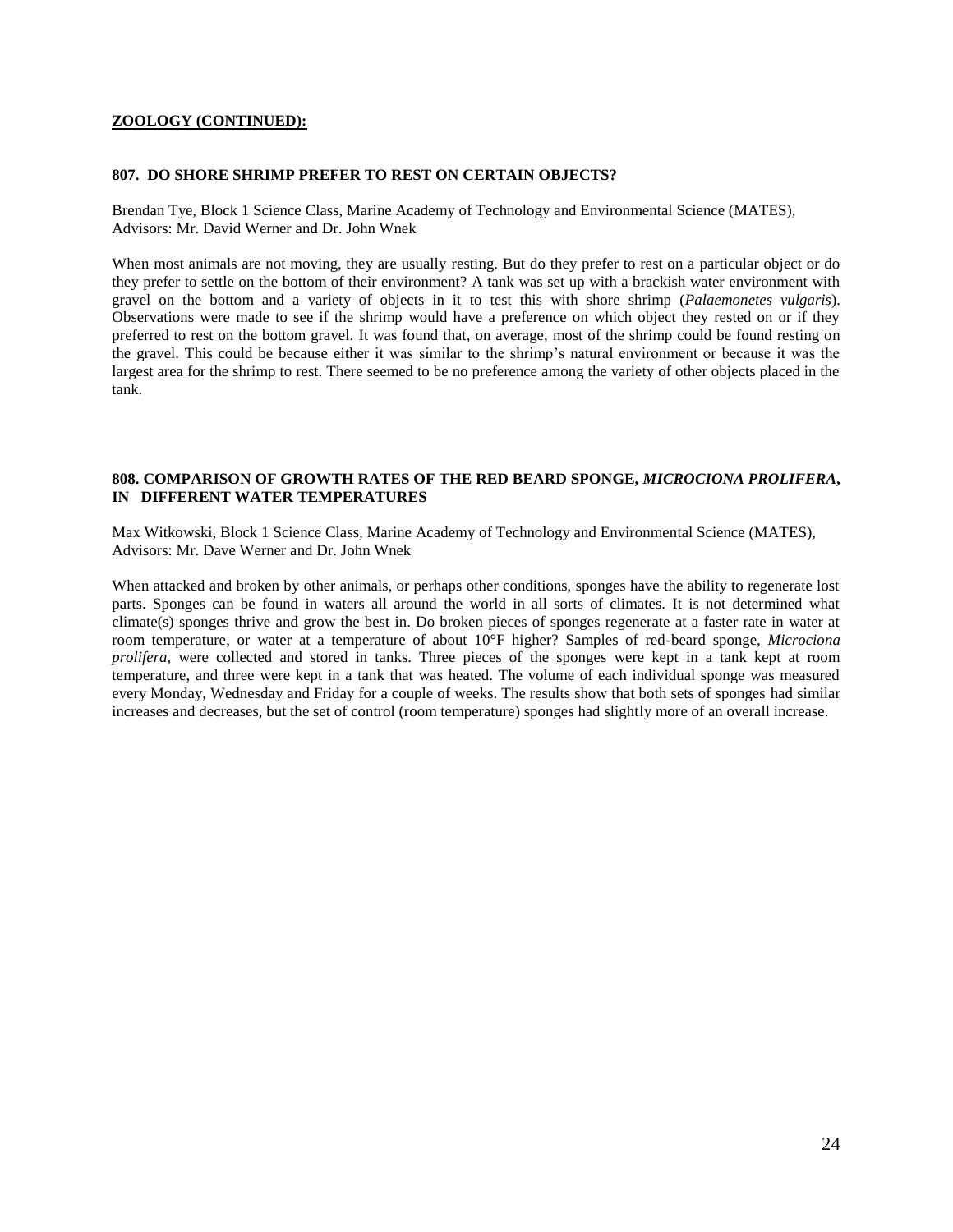**ZOOLOGY (CONTINUED):**

### 807. DO SHORE SHRIMP PREFER TO REST ON CERTAIN OBJECTS?

Brendan Tye, Block 1 Science Class, Marine Academy of Technology and Environmental Science (MATES), Advisors: Mr. David Werner and Dr. John Wnek

When most animals are not moving, they are usually resting. But do they prefer to rest on a particular object or do they prefer to settle on the bottom of their environment? A tank was set up with a brackish water environment with gravel on the bottom and a variety of objects in it to test this with shore shrimp (*Palaemonetes vulgaris*). Observations were made to see if the shrimp would have a preference on which object they rested on or if they preferred to rest on the bottom gravel. It was found that, on average, most of the shrimp could be found resting on the gravel. This could be because either it was similar to the shrimp's natural environment or because it was the largest area for the shrimp to rest. There seemed to be no preference among the variety of other objects placed in the tank.

### 808. COMPARISON OF GROWTH RATES OF THE RED BEARD SPONGE, *MICROCIONA PROLIFERA*, IN DIFFERENT WATER TEMPERATURES

Max Witkowski, Block 1 Science Class, Marine Academy of Technology and Environmental Science (MATES), Advisors: Mr. Dave Werner and Dr. John Wnek

When attacked and broken by other animals, or perhaps other conditions, sponges have the ability to regenerate lost parts. Sponges can be found in waters all around the world in all sorts of climates. It is not determined what climate(s) sponges thrive and grow the best in. Do broken pieces of sponges regenerate at a faster rate in water at room temperature, or water at a temperature of about 10°F higher? Samples of red-beard sponge, *Microciona prolifera*, were collected and stored in tanks. Three pieces of the sponges were kept in a tank kept at room temperature, and three were kept in a tank that was heated. The volume of each individual sponge was measured every Monday, Wednesday and Friday for a couple of weeks. The results show that both sets of sponges had similar increases and decreases, but the set of control (room temperature) sponges had slightly more of an overall increase.